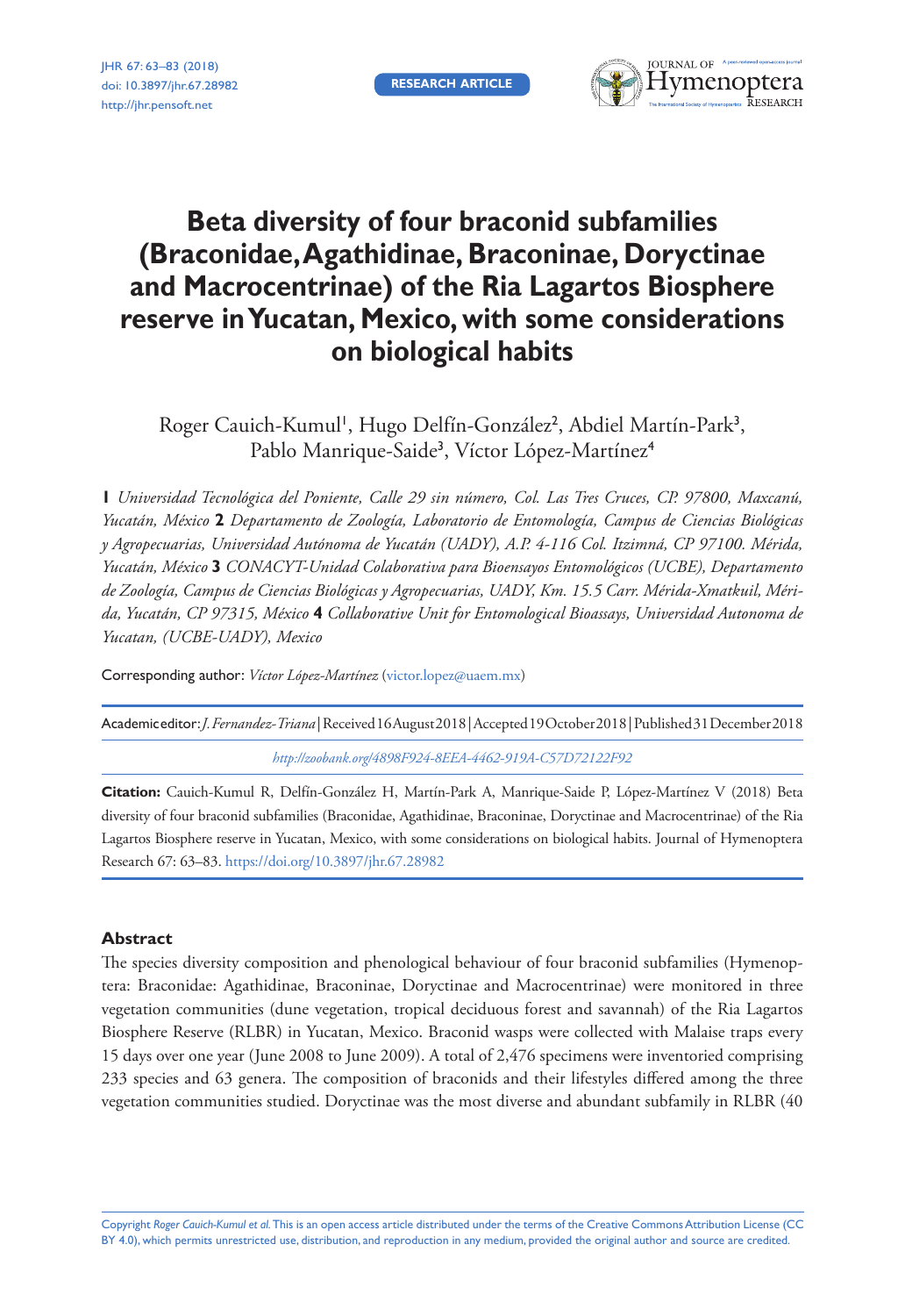# Beta diversity of four braconid subfamilies (Braconidae, Agathidinae, Braconinae, Doryctinae and Macrocentrinae) of the Ria Lagartos Biosphere reserve in Yucatan, Mexico, with some considerations on biological habits

Roger Cauich-Kumul[1], Hugo Delfín-González[2], Abdiel Martín-Park[3], Pablo Manrique-Saide[3], Víctor López-Martínez[4]

**1** *Universidad Tecnológica del Poniente, Calle 29 sin número, Col. Las Tres Cruces, CP. 97800, Maxcanú, Yucatán, México* **2** *Departamento de Zoología, Laboratorio de Entomología, Campus de Ciencias Biológicas y Agropecuarias, Universidad Autónoma de Yucatán (UADY), A.P. 4-116 Col. Itzimná, CP 97100. Mérida, Yucatán, México* **3** *CONACYT-Unidad Colaborativa para Bioensayos Entomológicos (UCBE), Departamento de Zoología, Campus de Ciencias Biológicas y Agropecuarias, UADY, Km. 15.5 Carr. Mérida-Xmatkuil, Mérida, Yucatán, CP 97315, México* **4** *Collaborative Unit for Entomological Bioassays, Universidad Autonoma de Yucatan, (UCBE-UADY), Mexico*

Corresponding author: *Víctor López-Martínez* (victor.lopez@uaem.mx)

Academic editor: *J. Fernandez-Triana* | Received 16 August 2018 | Accepted 19 October 2018 | Published 31 December 2018

*http://zoobank.org/4898F924-8EEA-4462-919A-C57D72122F92*

**Citation:** Cauich-Kumul R, Delfín-González H, Martín-Park A, Manrique-Saide P, López-Martínez V (2018) Beta diversity of four braconid subfamilies (Braconidae, Agathidinae, Braconinae, Doryctinae and Macrocentrinae) of the Ria Lagartos Biosphere reserve in Yucatan, Mexico, with some considerations on biological habits. Journal of Hymenoptera Research 67: 63–83. https://doi.org/10.3897/jhr.67.28982

## Abstract

The species diversity composition and phenological behaviour of four braconid subfamilies (Hymenoptera: Braconidae: Agathidinae, Braconinae, Doryctinae and Macrocentrinae) were monitored in three vegetation communities (dune vegetation, tropical deciduous forest and savannah) of the Ria Lagartos Biosphere Reserve (RLBR) in Yucatan, Mexico. Braconid wasps were collected with Malaise traps every 15 days over one year (June 2008 to June 2009). A total of 2,476 specimens were inventoried comprising 233 species and 63 genera. The composition of braconids and their lifestyles differed among the three vegetation communities studied. Doryctinae was the most diverse and abundant subfamily in RLBR (40

Copyright *Roger Cauich-Kumul et al.* This is an open access article distributed under the terms of the Creative Commons Attribution License (CC BY 4.0), which permits unrestricted use, distribution, and reproduction in any medium, provided the original author and source are credited.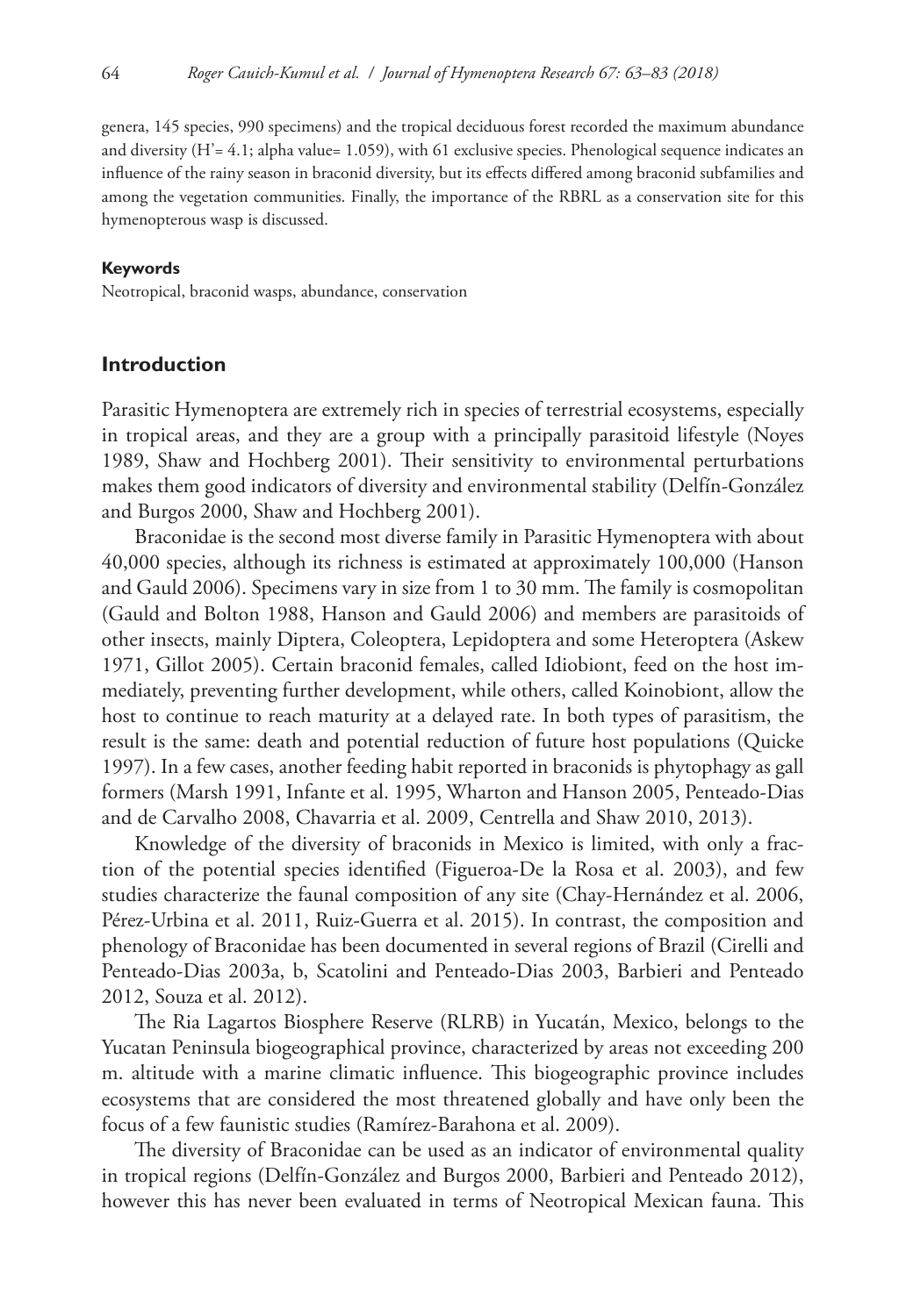genera, 145 species, 990 specimens) and the tropical deciduous forest recorded the maximum abundance and diversity (H'= 4.1; alpha value= 1.059), with 61 exclusive species. Phenological sequence indicates an influence of the rainy season in braconid diversity, but its effects differed among braconid subfamilies and among the vegetation communities. Finally, the importance of the RBRL as a conservation site for this hymenopterous wasp is discussed.

#### Keywords

Neotropical, braconid wasps, abundance, conservation

## Introduction

Parasitic Hymenoptera are extremely rich in species of terrestrial ecosystems, especially in tropical areas, and they are a group with a principally parasitoid lifestyle (Noyes 1989, Shaw and Hochberg 2001). Their sensitivity to environmental perturbations makes them good indicators of diversity and environmental stability (Delfín-González and Burgos 2000, Shaw and Hochberg 2001).

Braconidae is the second most diverse family in Parasitic Hymenoptera with about 40,000 species, although its richness is estimated at approximately 100,000 (Hanson and Gauld 2006). Specimens vary in size from 1 to 30 mm. The family is cosmopolitan (Gauld and Bolton 1988, Hanson and Gauld 2006) and members are parasitoids of other insects, mainly Diptera, Coleoptera, Lepidoptera and some Heteroptera (Askew 1971, Gillot 2005). Certain braconid females, called Idiobiont, feed on the host immediately, preventing further development, while others, called Koinobiont, allow the host to continue to reach maturity at a delayed rate. In both types of parasitism, the result is the same: death and potential reduction of future host populations (Quicke 1997). In a few cases, another feeding habit reported in braconids is phytophagy as gall formers (Marsh 1991, Infante et al. 1995, Wharton and Hanson 2005, Penteado-Dias and de Carvalho 2008, Chavarria et al. 2009, Centrella and Shaw 2010, 2013).

Knowledge of the diversity of braconids in Mexico is limited, with only a fraction of the potential species identified (Figueroa-De la Rosa et al. 2003), and few studies characterize the faunal composition of any site (Chay-Hernández et al. 2006, Pérez-Urbina et al. 2011, Ruiz-Guerra et al. 2015). In contrast, the composition and phenology of Braconidae has been documented in several regions of Brazil (Cirelli and Penteado-Dias 2003a, b, Scatolini and Penteado-Dias 2003, Barbieri and Penteado 2012, Souza et al. 2012).

The Ria Lagartos Biosphere Reserve (RLRB) in Yucatán, Mexico, belongs to the Yucatan Peninsula biogeographical province, characterized by areas not exceeding 200 m. altitude with a marine climatic influence. This biogeographic province includes ecosystems that are considered the most threatened globally and have only been the focus of a few faunistic studies (Ramírez-Barahona et al. 2009).

The diversity of Braconidae can be used as an indicator of environmental quality in tropical regions (Delfín-González and Burgos 2000, Barbieri and Penteado 2012), however this has never been evaluated in terms of Neotropical Mexican fauna. This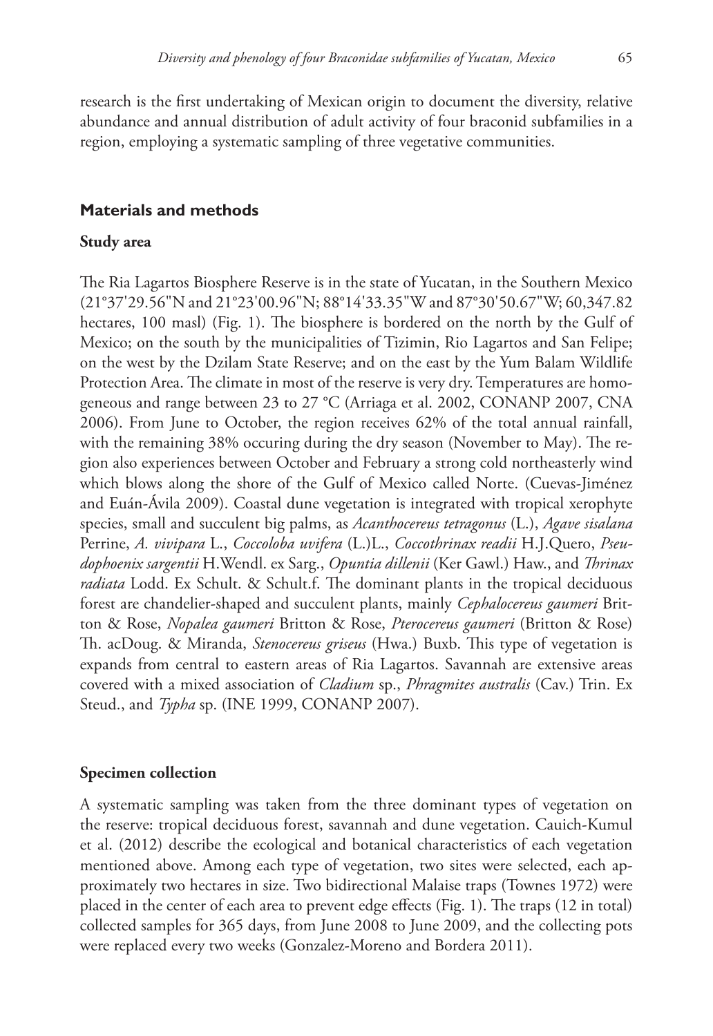research is the first undertaking of Mexican origin to document the diversity, relative abundance and annual distribution of adult activity of four braconid subfamilies in a region, employing a systematic sampling of three vegetative communities.

## Materials and methods

### Study area

The Ria Lagartos Biosphere Reserve is in the state of Yucatan, in the Southern Mexico (21°37'29.56"N and 21°23'00.96"N; 88°14'33.35"W and 87°30'50.67"W; 60,347.82 hectares, 100 masl) (Fig. 1). The biosphere is bordered on the north by the Gulf of Mexico; on the south by the municipalities of Tizimin, Rio Lagartos and San Felipe; on the west by the Dzilam State Reserve; and on the east by the Yum Balam Wildlife Protection Area. The climate in most of the reserve is very dry. Temperatures are homogeneous and range between 23 to 27 °C (Arriaga et al. 2002, CONANP 2007, CNA 2006). From June to October, the region receives 62% of the total annual rainfall, with the remaining 38% occuring during the dry season (November to May). The region also experiences between October and February a strong cold northeasterly wind which blows along the shore of the Gulf of Mexico called Norte. (Cuevas-Jiménez and Euán-Ávila 2009). Coastal dune vegetation is integrated with tropical xerophyte species, small and succulent big palms, as *Acanthocereus tetragonus* (L.), *Agave sisalana* Perrine, *A. vivipara* L., *Coccoloba uvifera* (L.)L., *Coccothrinax readii* H.J.Quero, *Pseudophoenix sargentii* H.Wendl. ex Sarg., *Opuntia dillenii* (Ker Gawl.) Haw., and *Thrinax radiata* Lodd. Ex Schult. & Schult.f. The dominant plants in the tropical deciduous forest are chandelier-shaped and succulent plants, mainly *Cephalocereus gaumeri* Britton & Rose, *Nopalea gaumeri* Britton & Rose, *Pterocereus gaumeri* (Britton & Rose) Th. acDoug. & Miranda, *Stenocereus griseus* (Hwa.) Buxb. This type of vegetation is expands from central to eastern areas of Ria Lagartos. Savannah are extensive areas covered with a mixed association of *Cladium* sp., *Phragmites australis* (Cav.) Trin. Ex Steud., and *Typha* sp. (INE 1999, CONANP 2007).

### Specimen collection

A systematic sampling was taken from the three dominant types of vegetation on the reserve: tropical deciduous forest, savannah and dune vegetation. Cauich-Kumul et al. (2012) describe the ecological and botanical characteristics of each vegetation mentioned above. Among each type of vegetation, two sites were selected, each approximately two hectares in size. Two bidirectional Malaise traps (Townes 1972) were placed in the center of each area to prevent edge effects (Fig. 1). The traps (12 in total) collected samples for 365 days, from June 2008 to June 2009, and the collecting pots were replaced every two weeks (Gonzalez-Moreno and Bordera 2011).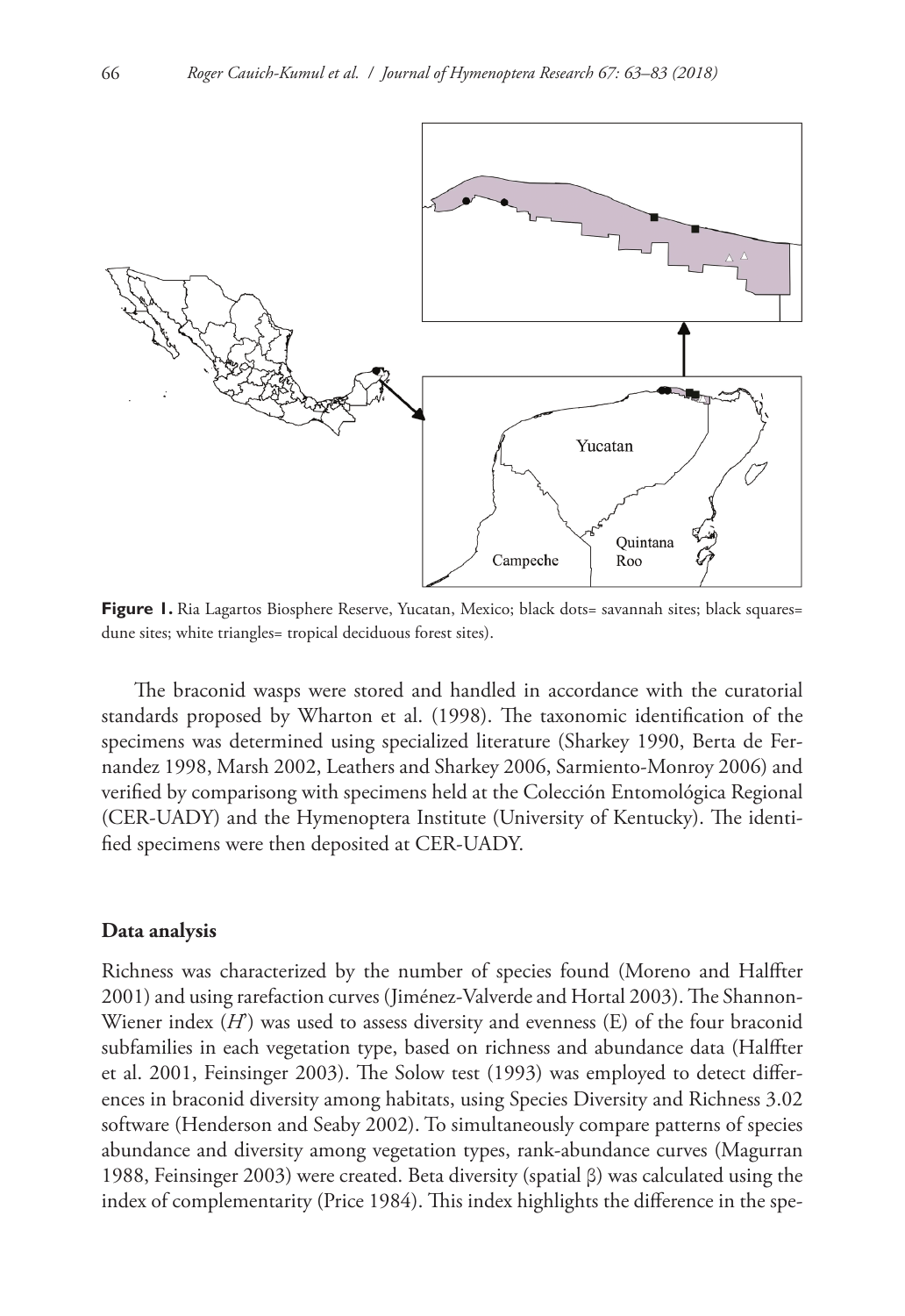**Figure 1.** Ria Lagartos Biosphere Reserve, Yucatan, Mexico; black dots= savannah sites; black squares= dune sites; white triangles= tropical deciduous forest sites).

The braconid wasps were stored and handled in accordance with the curatorial standards proposed by Wharton et al. (1998). The taxonomic identification of the specimens was determined using specialized literature (Sharkey 1990, Berta de Fernandez 1998, Marsh 2002, Leathers and Sharkey 2006, Sarmiento-Monroy 2006) and verified by comparisong with specimens held at the Colección Entomológica Regional (CER-UADY) and the Hymenoptera Institute (University of Kentucky). The identified specimens were then deposited at CER-UADY.

### Data analysis

Richness was characterized by the number of species found (Moreno and Halffter 2001) and using rarefaction curves (Jiménez-Valverde and Hortal 2003). The Shannon-Wiener index ($H'$) was used to assess diversity and evenness (E) of the four braconid subfamilies in each vegetation type, based on richness and abundance data (Halffter et al. 2001, Feinsinger 2003). The Solow test (1993) was employed to detect differences in braconid diversity among habitats, using Species Diversity and Richness 3.02 software (Henderson and Seaby 2002). To simultaneously compare patterns of species abundance and diversity among vegetation types, rank-abundance curves (Magurran 1988, Feinsinger 2003) were created. Beta diversity (spatial β) was calculated using the index of complementarity (Price 1984). This index highlights the difference in the spe-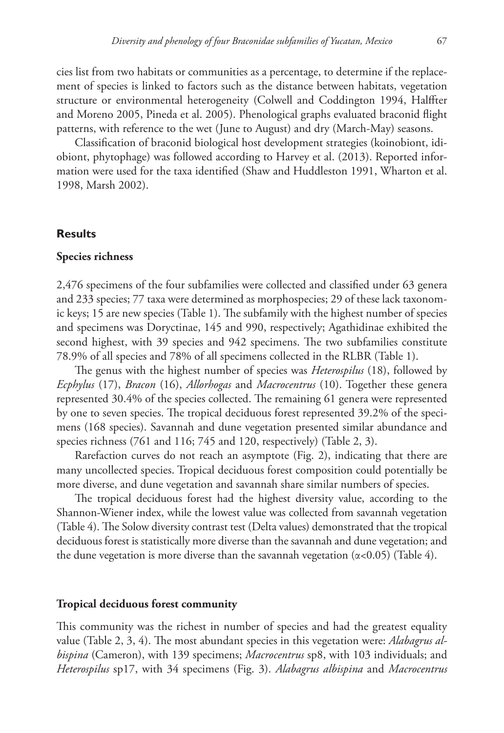cies list from two habitats or communities as a percentage, to determine if the replacement of species is linked to factors such as the distance between habitats, vegetation structure or environmental heterogeneity (Colwell and Coddington 1994, Halffter and Moreno 2005, Pineda et al. 2005). Phenological graphs evaluated braconid flight patterns, with reference to the wet (June to August) and dry (March-May) seasons.

Classification of braconid biological host development strategies (koinobiont, idiobiont, phytophage) was followed according to Harvey et al. (2013). Reported information were used for the taxa identified (Shaw and Huddleston 1991, Wharton et al. 1998, Marsh 2002).

## Results

### Species richness

2,476 specimens of the four subfamilies were collected and classified under 63 genera and 233 species; 77 taxa were determined as morphospecies; 29 of these lack taxonomic keys; 15 are new species (Table 1). The subfamily with the highest number of species and specimens was Doryctinae, 145 and 990, respectively; Agathidinae exhibited the second highest, with 39 species and 942 specimens. The two subfamilies constitute 78.9% of all species and 78% of all specimens collected in the RLBR (Table 1).

The genus with the highest number of species was *Heterospilus* (18), followed by *Ecphylus* (17), *Bracon* (16), *Allorhogas* and *Macrocentrus* (10). Together these genera represented 30.4% of the species collected. The remaining 61 genera were represented by one to seven species. The tropical deciduous forest represented 39.2% of the specimens (168 species). Savannah and dune vegetation presented similar abundance and species richness (761 and 116; 745 and 120, respectively) (Table 2, 3).

Rarefaction curves do not reach an asymptote (Fig. 2), indicating that there are many uncollected species. Tropical deciduous forest composition could potentially be more diverse, and dune vegetation and savannah share similar numbers of species.

The tropical deciduous forest had the highest diversity value, according to the Shannon-Wiener index, while the lowest value was collected from savannah vegetation (Table 4). The Solow diversity contrast test (Delta values) demonstrated that the tropical deciduous forest is statistically more diverse than the savannah and dune vegetation; and the dune vegetation is more diverse than the savannah vegetation ($\alpha<0.05$) (Table 4).

### Tropical deciduous forest community

This community was the richest in number of species and had the greatest equality value (Table 2, 3, 4). The most abundant species in this vegetation were: *Alabagrus albispina* (Cameron), with 139 specimens; *Macrocentrus* sp8, with 103 individuals; and *Heterospilus* sp17, with 34 specimens (Fig. 3). *Alabagrus albispina* and *Macrocentrus*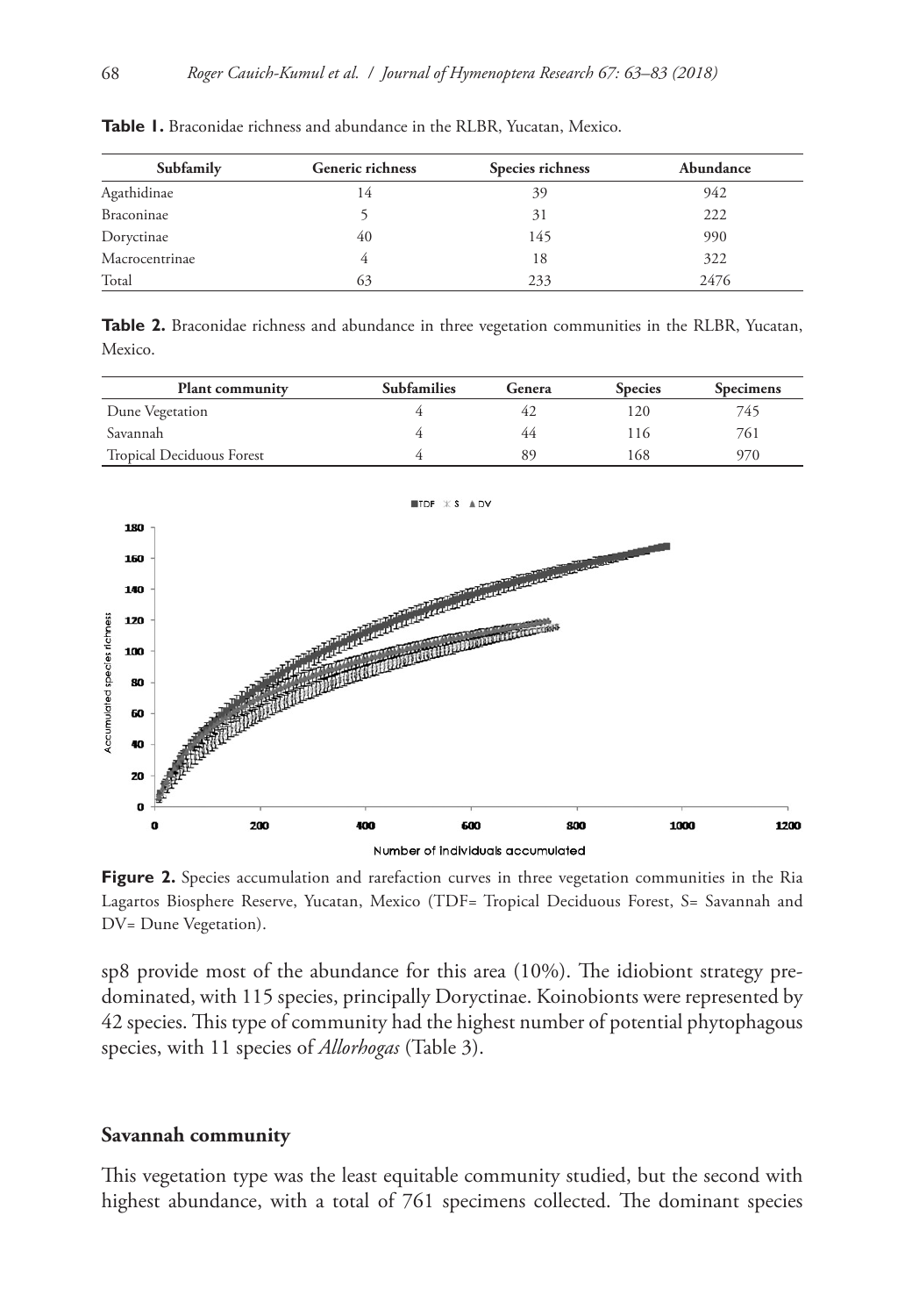**Table 1.** Braconidae richness and abundance in the RLBR, Yucatan, Mexico.

| Subfamily | Generic richness | Species richness | Abundance |
|---|---|---|---|
| Agathidinae | 14 | 39 | 942 |
| Braconinae | 5 | 31 | 222 |
| Doryctinae | 40 | 145 | 990 |
| Macrocentrinae | 4 | 18 | 322 |
| Total | 63 | 233 | 2476 |

**Table 2.** Braconidae richness and abundance in three vegetation communities in the RLBR, Yucatan, Mexico.

| Plant community | Subfamilies | Genera | Species | Specimens |
|---|---|---|---|---|
| Dune Vegetation | 4 | 42 | 120 | 745 |
| Savannah | 4 | 44 | 116 | 761 |
| Tropical Deciduous Forest | 4 | 89 | 168 | 970 |

**Figure 2.** Species accumulation and rarefaction curves in three vegetation communities in the Ria Lagartos Biosphere Reserve, Yucatan, Mexico (TDF= Tropical Deciduous Forest, S= Savannah and DV= Dune Vegetation).

sp8 provide most of the abundance for this area (10%). The idiobiont strategy predominated, with 115 species, principally Doryctinae. Koinobionts were represented by 42 species. This type of community had the highest number of potential phytophagous species, with 11 species of *Allorhogas* (Table 3).

### Savannah community

This vegetation type was the least equitable community studied, but the second with highest abundance, with a total of 761 specimens collected. The dominant species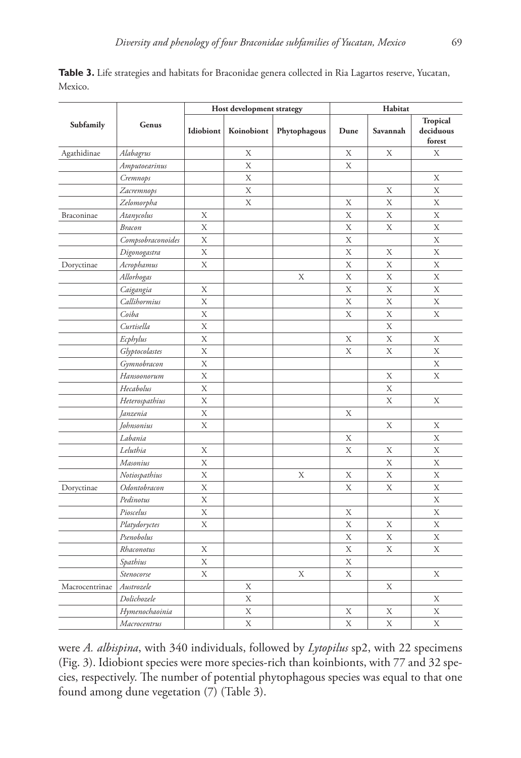**Table 3.** Life strategies and habitats for Braconidae genera collected in Ria Lagartos reserve, Yucatan, Mexico.

| Subfamily | Genus | Host development strategy | | | Habitat | | |
|---|---|---|---|---|---|---|---|
| | | Idiobiont | Koinobiont | Phytophagous | Dune | Savannah | Tropical deciduous forest |
| Agathidinae | *Alabagrus* | | X | | X | X | X |
| | *Amputoearinus* | | X | | X | | |
| | *Cremnops* | | X | | | | X |
| | *Zacremnops* | | X | | | X | X |
| | *Zelomorpha* | | X | | X | X | X |
| Braconinae | *Atanycolus* | X | | | X | X | X |
| | *Bracon* | X | | | X | X | X |
| | *Compsobraconoides* | X | | | X | | X |
| | *Digonogastra* | X | | | X | X | X |
| Doryctinae | *Acrophamus* | X | | | X | X | X |
| | *Allorhogas* | | | X | X | X | X |
| | *Caigangia* | X | | | X | X | X |
| | *Callihormius* | X | | | X | X | X |
| | *Coiba* | X | | | X | X | X |
| | *Curtisella* | X | | | | X | |
| | *Ecphylus* | X | | | X | X | X |
| | *Glyptocolastes* | X | | | X | X | X |
| | *Gymnobracon* | X | | | | | X |
| | *Hansoonorum* | X | | | | X | X |
| | *Hecabolus* | X | | | | X | |
| | *Heterospathius* | X | | | | X | X |
| | *Janzenia* | X | | | X | | |
| | *Johnsonius* | X | | | | X | X |
| | *Labania* | | | | X | | X |
| | *Leluthia* | X | | | X | X | X |
| | *Masonius* | X | | | | X | X |
| | *Notiospathius* | X | | X | X | X | X |
| Doryctinae | *Odontobracon* | X | | | X | X | X |
| | *Pedinotus* | X | | | | | X |
| | *Pioscelus* | X | | | X | | X |
| | *Platydoryctes* | X | | | X | X | X |
| | *Psenobolus* | | | | X | X | X |
| | *Rhaconotus* | X | | | X | X | X |
| | *Spathius* | X | | | X | | |
| | *Stenocorse* | X | | X | X | | X |
| Macrocentrinae | *Austrozele* | | X | | | X | |
| | *Dolichozele* | | X | | | | X |
| | *Hymenochaoinia* | | X | | X | X | X |
| | *Macrocentrus* | | X | | X | X | X |

were *A. albispina*, with 340 individuals, followed by *Lytopilus* sp2, with 22 specimens (Fig. 3). Idiobiont species were more species-rich than koinbionts, with 77 and 32 species, respectively. The number of potential phytophagous species was equal to that one found among dune vegetation (7) (Table 3).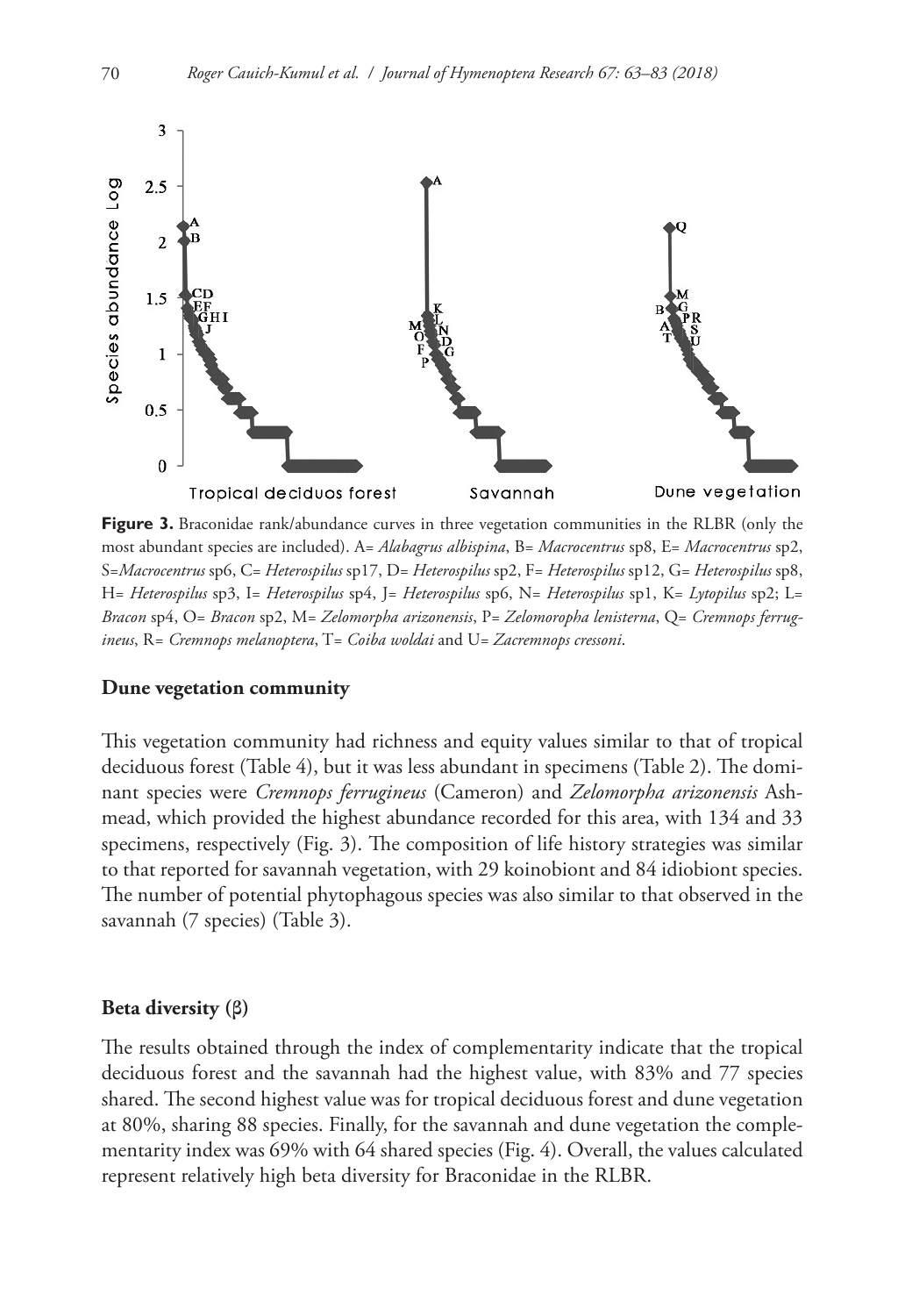**Figure 3.** Braconidae rank/abundance curves in three vegetation communities in the RLBR (only the most abundant species are included). A= *Alabagrus albispina*, B= *Macrocentrus* sp8, E= *Macrocentrus* sp2, S=*Macrocentrus* sp6, C= *Heterospilus* sp17, D= *Heterospilus* sp2, F= *Heterospilus* sp12, G= *Heterospilus* sp8, H= *Heterospilus* sp3, I= *Heterospilus* sp4, J= *Heterospilus* sp6, N= *Heterospilus* sp1, K= *Lytopilus* sp2; L= *Bracon* sp4, O= *Bracon* sp2, M= *Zelomorpha arizonensis*, P= *Zelomoropha lenisterna*, Q= *Cremnops ferrugineus*, R= *Cremnops melanoptera*, T= *Coiba woldai* and U= *Zacremnops cressoni*.

### Dune vegetation community

This vegetation community had richness and equity values similar to that of tropical deciduous forest (Table 4), but it was less abundant in specimens (Table 2). The dominant species were *Cremnops ferrugineus* (Cameron) and *Zelomorpha arizonensis* Ashmead, which provided the highest abundance recorded for this area, with 134 and 33 specimens, respectively (Fig. 3). The composition of life history strategies was similar to that reported for savannah vegetation, with 29 koinobiont and 84 idiobiont species. The number of potential phytophagous species was also similar to that observed in the savannah (7 species) (Table 3).

### Beta diversity (β)

The results obtained through the index of complementarity indicate that the tropical deciduous forest and the savannah had the highest value, with 83% and 77 species shared. The second highest value was for tropical deciduous forest and dune vegetation at 80%, sharing 88 species. Finally, for the savannah and dune vegetation the complementarity index was 69% with 64 shared species (Fig. 4). Overall, the values calculated represent relatively high beta diversity for Braconidae in the RLBR.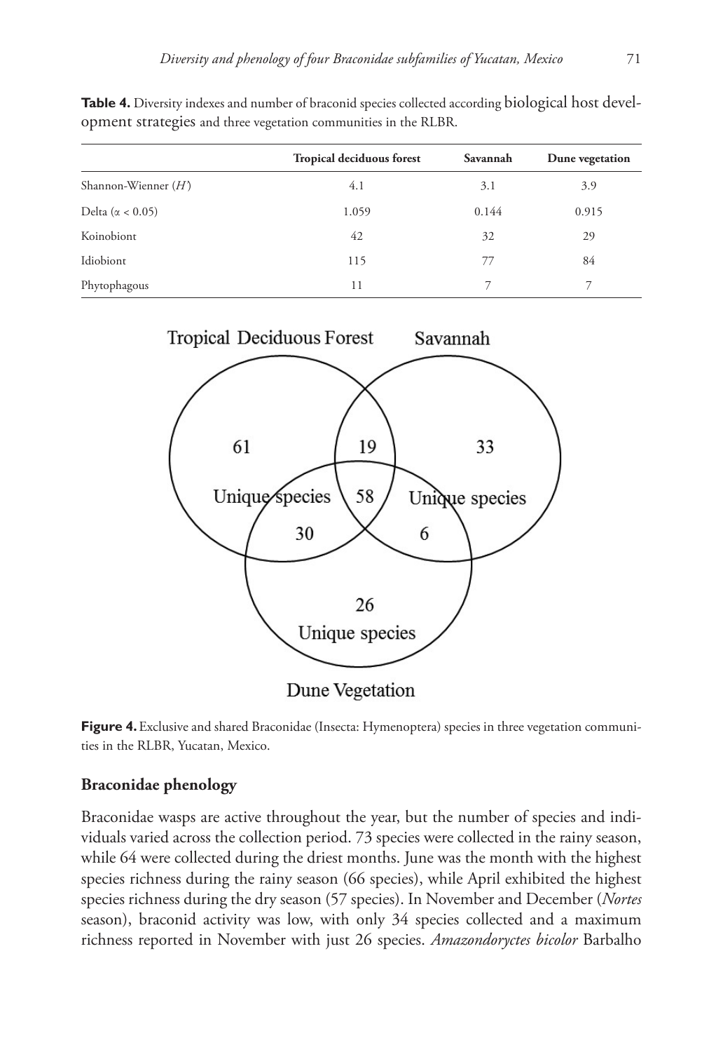**Table 4.** Diversity indexes and number of braconid species collected according biological host development strategies and three vegetation communities in the RLBR.

| | Tropical deciduous forest | Savannah | Dune vegetation |
|---|---|---|---|
| Shannon-Wienner ($H'$) | 4.1 | 3.1 | 3.9 |
| Delta ($\alpha < 0.05$) | 1.059 | 0.144 | 0.915 |
| Koinobiont | 42 | 32 | 29 |
| Idiobiont | 115 | 77 | 84 |
| Phytophagous | 11 | 7 | 7 |

**Figure 4.** Exclusive and shared Braconidae (Insecta: Hymenoptera) species in three vegetation communities in the RLBR, Yucatan, Mexico.

## Braconidae phenology

Braconidae wasps are active throughout the year, but the number of species and individuals varied across the collection period. 73 species were collected in the rainy season, while 64 were collected during the driest months. June was the month with the highest species richness during the rainy season (66 species), while April exhibited the highest species richness during the dry season (57 species). In November and December (*Nortes* season), braconid activity was low, with only 34 species collected and a maximum richness reported in November with just 26 species. *Amazondoryctes bicolor* Barbalho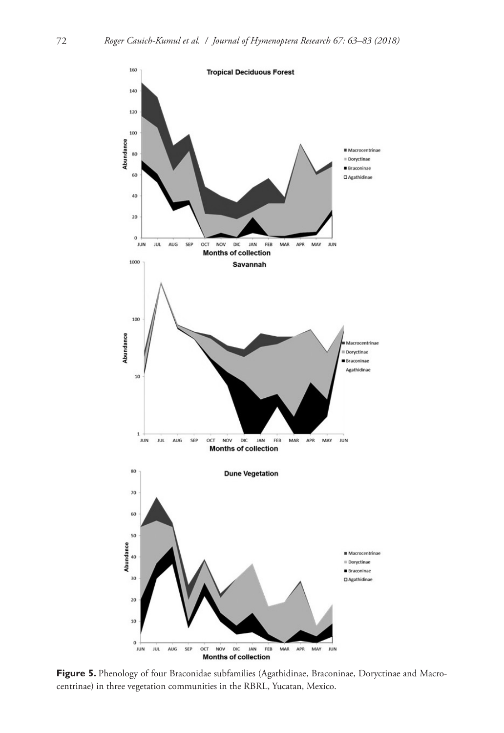**Figure 5.** Phenology of four Braconidae subfamilies (Agathidinae, Braconinae, Doryctinae and Macrocentrinae) in three vegetation communities in the RBRL, Yucatan, Mexico.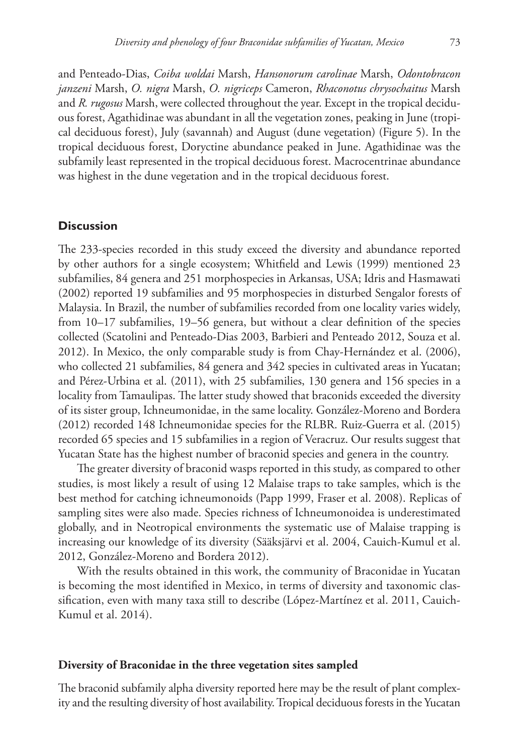and Penteado-Dias, *Coiba woldai* Marsh, *Hansonorum carolinae* Marsh, *Odontobracon janzeni* Marsh, *O. nigra* Marsh, *O. nigriceps* Cameron, *Rhaconotus chrysochaitus* Marsh and *R. rugosus* Marsh, were collected throughout the year. Except in the tropical deciduous forest, Agathidinae was abundant in all the vegetation zones, peaking in June (tropical deciduous forest), July (savannah) and August (dune vegetation) (Figure 5). In the tropical deciduous forest, Doryctine abundance peaked in June. Agathidinae was the subfamily least represented in the tropical deciduous forest. Macrocentrinae abundance was highest in the dune vegetation and in the tropical deciduous forest.

## Discussion

The 233-species recorded in this study exceed the diversity and abundance reported by other authors for a single ecosystem; Whitfield and Lewis (1999) mentioned 23 subfamilies, 84 genera and 251 morphospecies in Arkansas, USA; Idris and Hasmawati (2002) reported 19 subfamilies and 95 morphospecies in disturbed Sengalor forests of Malaysia. In Brazil, the number of subfamilies recorded from one locality varies widely, from 10–17 subfamilies, 19–56 genera, but without a clear definition of the species collected (Scatolini and Penteado-Dias 2003, Barbieri and Penteado 2012, Souza et al. 2012). In Mexico, the only comparable study is from Chay-Hernández et al. (2006), who collected 21 subfamilies, 84 genera and 342 species in cultivated areas in Yucatan; and Pérez-Urbina et al. (2011), with 25 subfamilies, 130 genera and 156 species in a locality from Tamaulipas. The latter study showed that braconids exceeded the diversity of its sister group, Ichneumonidae, in the same locality. González-Moreno and Bordera (2012) recorded 148 Ichneumonidae species for the RLBR. Ruiz-Guerra et al. (2015) recorded 65 species and 15 subfamilies in a region of Veracruz. Our results suggest that Yucatan State has the highest number of braconid species and genera in the country.

The greater diversity of braconid wasps reported in this study, as compared to other studies, is most likely a result of using 12 Malaise traps to take samples, which is the best method for catching ichneumonoids (Papp 1999, Fraser et al. 2008). Replicas of sampling sites were also made. Species richness of Ichneumonoidea is underestimated globally, and in Neotropical environments the systematic use of Malaise trapping is increasing our knowledge of its diversity (Sääksjärvi et al. 2004, Cauich-Kumul et al. 2012, González-Moreno and Bordera 2012).

With the results obtained in this work, the community of Braconidae in Yucatan is becoming the most identified in Mexico, in terms of diversity and taxonomic classification, even with many taxa still to describe (López-Martínez et al. 2011, Cauich-Kumul et al. 2014).

### Diversity of Braconidae in the three vegetation sites sampled

The braconid subfamily alpha diversity reported here may be the result of plant complexity and the resulting diversity of host availability. Tropical deciduous forests in the Yucatan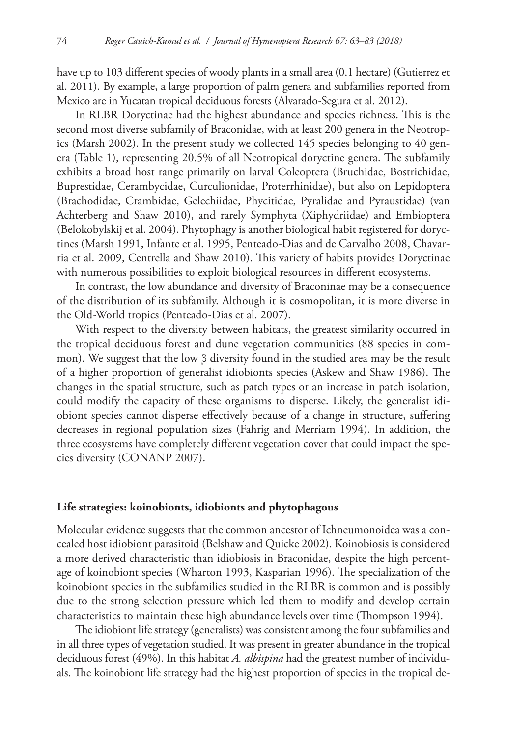have up to 103 different species of woody plants in a small area (0.1 hectare) (Gutierrez et al. 2011). By example, a large proportion of palm genera and subfamilies reported from Mexico are in Yucatan tropical deciduous forests (Alvarado-Segura et al. 2012).

In RLBR Doryctinae had the highest abundance and species richness. This is the second most diverse subfamily of Braconidae, with at least 200 genera in the Neotropics (Marsh 2002). In the present study we collected 145 species belonging to 40 genera (Table 1), representing 20.5% of all Neotropical doryctine genera. The subfamily exhibits a broad host range primarily on larval Coleoptera (Bruchidae, Bostrichidae, Buprestidae, Cerambycidae, Curculionidae, Proterrhinidae), but also on Lepidoptera (Brachodidae, Crambidae, Gelechiidae, Phycitidae, Pyralidae and Pyraustidae) (van Achterberg and Shaw 2010), and rarely Symphyta (Xiphydriidae) and Embioptera (Belokobylskij et al. 2004). Phytophagy is another biological habit registered for doryctines (Marsh 1991, Infante et al. 1995, Penteado-Dias and de Carvalho 2008, Chavarria et al. 2009, Centrella and Shaw 2010). This variety of habits provides Doryctinae with numerous possibilities to exploit biological resources in different ecosystems.

In contrast, the low abundance and diversity of Braconinae may be a consequence of the distribution of its subfamily. Although it is cosmopolitan, it is more diverse in the Old-World tropics (Penteado-Dias et al. 2007).

With respect to the diversity between habitats, the greatest similarity occurred in the tropical deciduous forest and dune vegetation communities (88 species in common). We suggest that the low β diversity found in the studied area may be the result of a higher proportion of generalist idiobionts species (Askew and Shaw 1986). The changes in the spatial structure, such as patch types or an increase in patch isolation, could modify the capacity of these organisms to disperse. Likely, the generalist idiobiont species cannot disperse effectively because of a change in structure, suffering decreases in regional population sizes (Fahrig and Merriam 1994). In addition, the three ecosystems have completely different vegetation cover that could impact the species diversity (CONANP 2007).

## Life strategies: koinobionts, idiobionts and phytophagous

Molecular evidence suggests that the common ancestor of Ichneumonoidea was a concealed host idiobiont parasitoid (Belshaw and Quicke 2002). Koinobiosis is considered a more derived characteristic than idiobiosis in Braconidae, despite the high percentage of koinobiont species (Wharton 1993, Kasparian 1996). The specialization of the koinobiont species in the subfamilies studied in the RLBR is common and is possibly due to the strong selection pressure which led them to modify and develop certain characteristics to maintain these high abundance levels over time (Thompson 1994).

The idiobiont life strategy (generalists) was consistent among the four subfamilies and in all three types of vegetation studied. It was present in greater abundance in the tropical deciduous forest (49%). In this habitat *A. albispina* had the greatest number of individuals. The koinobiont life strategy had the highest proportion of species in the tropical de-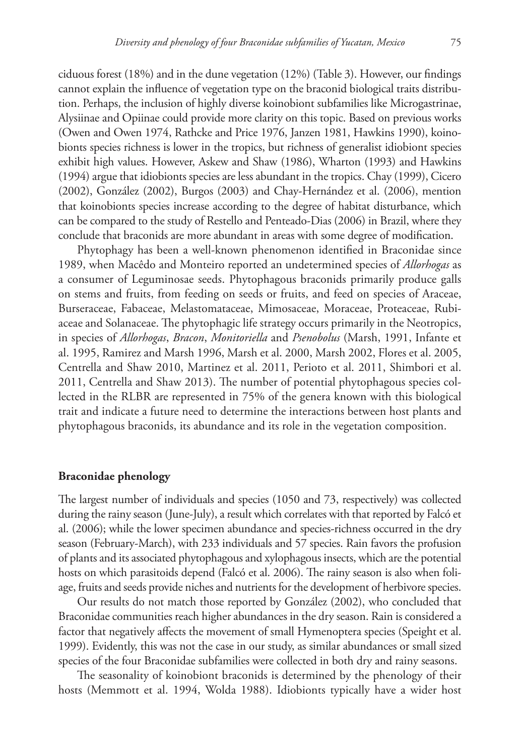ciduous forest (18%) and in the dune vegetation (12%) (Table 3). However, our findings cannot explain the influence of vegetation type on the braconid biological traits distribution. Perhaps, the inclusion of highly diverse koinobiont subfamilies like Microgastrinae, Alysiinae and Opiinae could provide more clarity on this topic. Based on previous works (Owen and Owen 1974, Rathcke and Price 1976, Janzen 1981, Hawkins 1990), koinobionts species richness is lower in the tropics, but richness of generalist idiobiont species exhibit high values. However, Askew and Shaw (1986), Wharton (1993) and Hawkins (1994) argue that idiobionts species are less abundant in the tropics. Chay (1999), Cicero (2002), González (2002), Burgos (2003) and Chay-Hernández et al. (2006), mention that koinobionts species increase according to the degree of habitat disturbance, which can be compared to the study of Restello and Penteado-Dias (2006) in Brazil, where they conclude that braconids are more abundant in areas with some degree of modification.

Phytophagy has been a well-known phenomenon identified in Braconidae since 1989, when Macêdo and Monteiro reported an undetermined species of *Allorhogas* as a consumer of Leguminosae seeds. Phytophagous braconids primarily produce galls on stems and fruits, from feeding on seeds or fruits, and feed on species of Araceae, Burseraceae, Fabaceae, Melastomataceae, Mimosaceae, Moraceae, Proteaceae, Rubiaceae and Solanaceae. The phytophagic life strategy occurs primarily in the Neotropics, in species of *Allorhogas*, *Bracon*, *Monitoriella* and *Psenobolus* (Marsh, 1991, Infante et al. 1995, Ramirez and Marsh 1996, Marsh et al. 2000, Marsh 2002, Flores et al. 2005, Centrella and Shaw 2010, Martinez et al. 2011, Perioto et al. 2011, Shimbori et al. 2011, Centrella and Shaw 2013). The number of potential phytophagous species collected in the RLBR are represented in 75% of the genera known with this biological trait and indicate a future need to determine the interactions between host plants and phytophagous braconids, its abundance and its role in the vegetation composition.

## Braconidae phenology

The largest number of individuals and species (1050 and 73, respectively) was collected during the rainy season (June-July), a result which correlates with that reported by Falcó et al. (2006); while the lower specimen abundance and species-richness occurred in the dry season (February-March), with 233 individuals and 57 species. Rain favors the profusion of plants and its associated phytophagous and xylophagous insects, which are the potential hosts on which parasitoids depend (Falcó et al. 2006). The rainy season is also when foliage, fruits and seeds provide niches and nutrients for the development of herbivore species.

Our results do not match those reported by González (2002), who concluded that Braconidae communities reach higher abundances in the dry season. Rain is considered a factor that negatively affects the movement of small Hymenoptera species (Speight et al. 1999). Evidently, this was not the case in our study, as similar abundances or small sized species of the four Braconidae subfamilies were collected in both dry and rainy seasons.

The seasonality of koinobiont braconids is determined by the phenology of their hosts (Memmott et al. 1994, Wolda 1988). Idiobionts typically have a wider host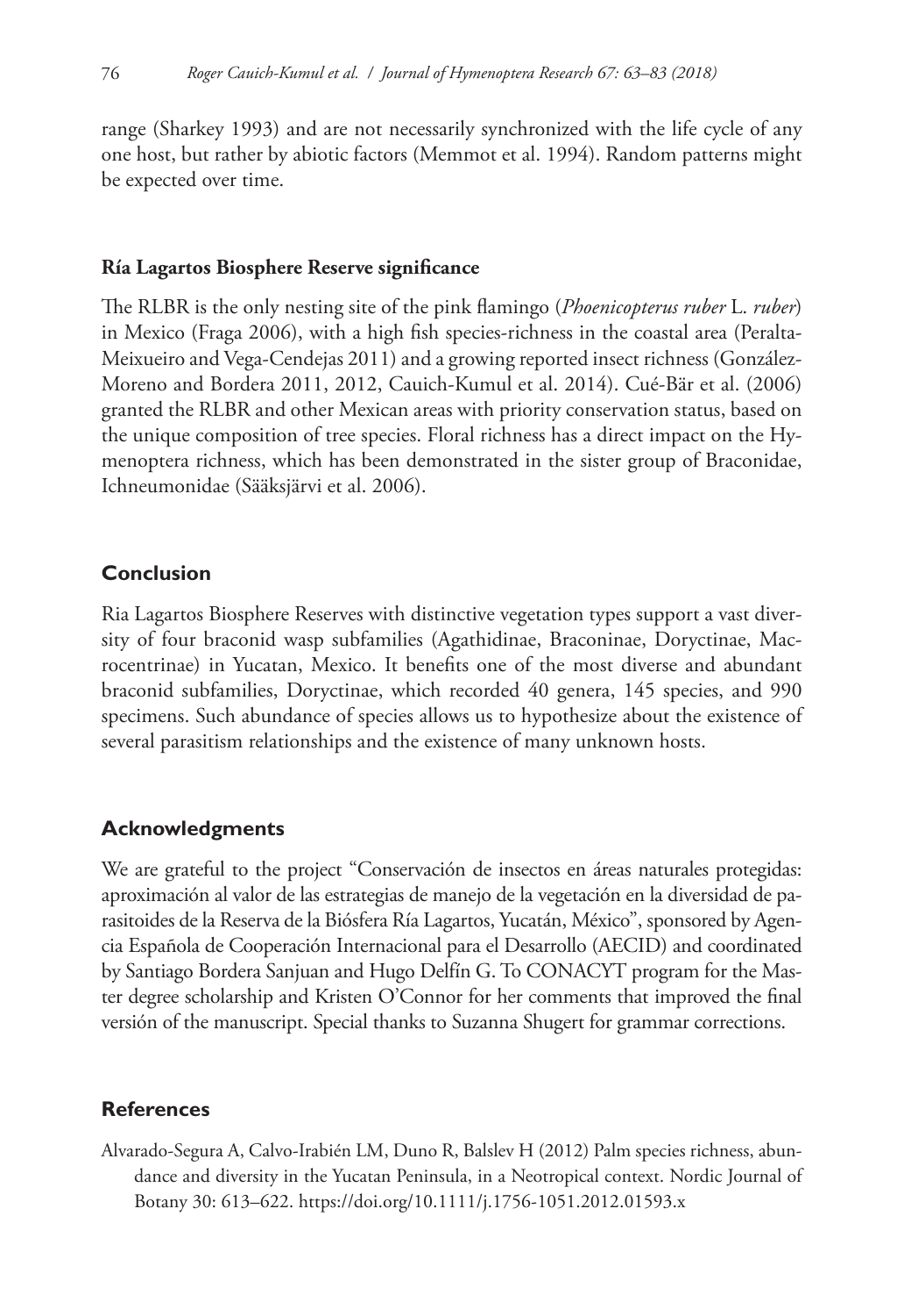range (Sharkey 1993) and are not necessarily synchronized with the life cycle of any one host, but rather by abiotic factors (Memmot et al. 1994). Random patterns might be expected over time.

### Ría Lagartos Biosphere Reserve significance

The RLBR is the only nesting site of the pink flamingo (*Phoenicopterus ruber* L. *ruber*) in Mexico (Fraga 2006), with a high fish species-richness in the coastal area (Peralta-Meixueiro and Vega-Cendejas 2011) and a growing reported insect richness (González-Moreno and Bordera 2011, 2012, Cauich-Kumul et al. 2014). Cué-Bär et al. (2006) granted the RLBR and other Mexican areas with priority conservation status, based on the unique composition of tree species. Floral richness has a direct impact on the Hymenoptera richness, which has been demonstrated in the sister group of Braconidae, Ichneumonidae (Sääksjärvi et al. 2006).

## Conclusion

Ria Lagartos Biosphere Reserves with distinctive vegetation types support a vast diversity of four braconid wasp subfamilies (Agathidinae, Braconinae, Doryctinae, Macrocentrinae) in Yucatan, Mexico. It benefits one of the most diverse and abundant braconid subfamilies, Doryctinae, which recorded 40 genera, 145 species, and 990 specimens. Such abundance of species allows us to hypothesize about the existence of several parasitism relationships and the existence of many unknown hosts.

## Acknowledgments

We are grateful to the project "Conservación de insectos en áreas naturales protegidas: aproximación al valor de las estrategias de manejo de la vegetación en la diversidad de parasitoides de la Reserva de la Biósfera Ría Lagartos, Yucatán, México", sponsored by Agencia Española de Cooperación Internacional para el Desarrollo (AECID) and coordinated by Santiago Bordera Sanjuan and Hugo Delfín G. To CONACYT program for the Master degree scholarship and Kristen O'Connor for her comments that improved the final versión of the manuscript. Special thanks to Suzanna Shugert for grammar corrections.

## References

Alvarado-Segura A, Calvo-Irabién LM, Duno R, Balslev H (2012) Palm species richness, abundance and diversity in the Yucatan Peninsula, in a Neotropical context. Nordic Journal of Botany 30: 613–622. https://doi.org/10.1111/j.1756-1051.2012.01593.x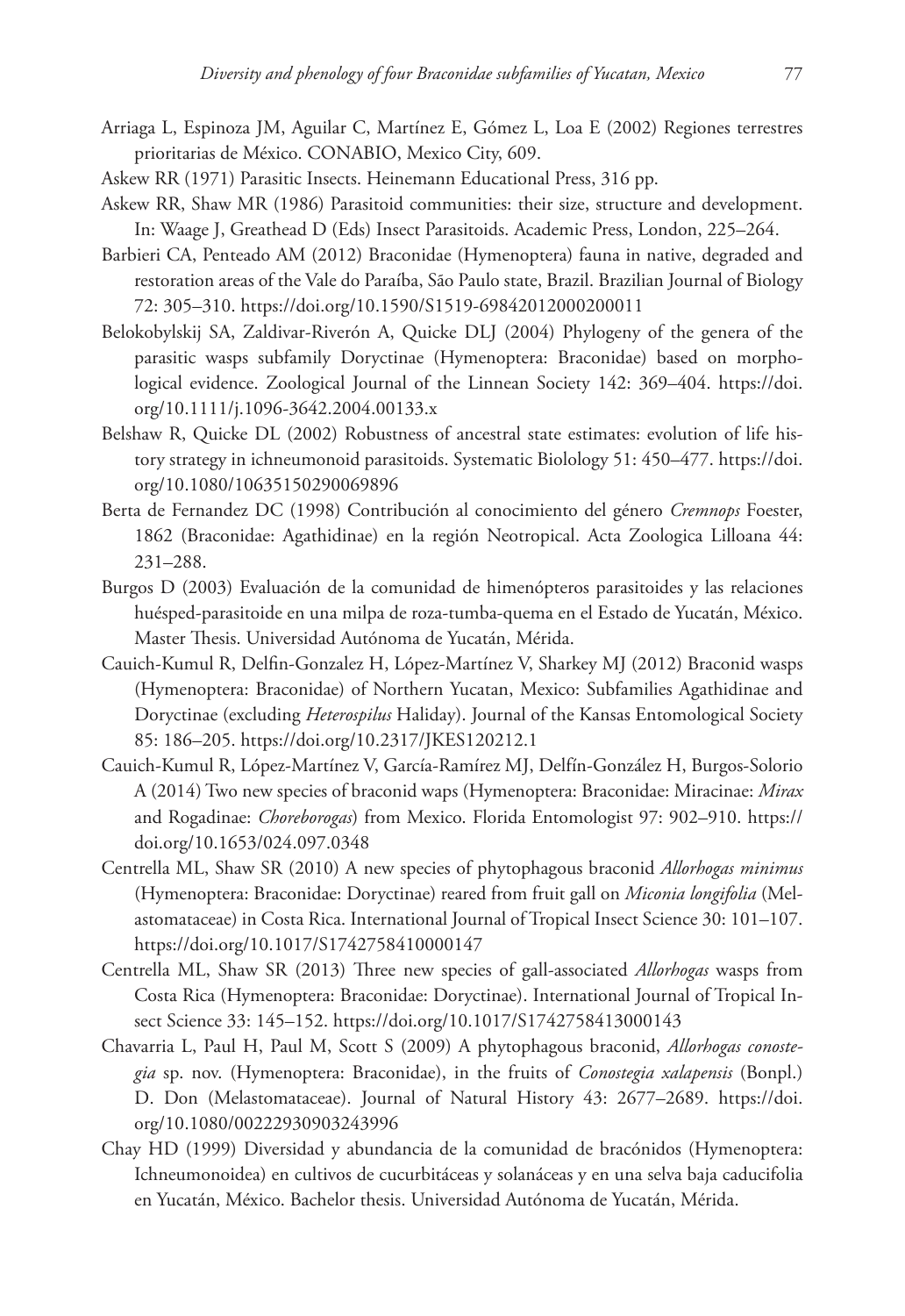Arriaga L, Espinoza JM, Aguilar C, Martínez E, Gómez L, Loa E (2002) Regiones terrestres prioritarias de México. CONABIO, Mexico City, 609.

Askew RR (1971) Parasitic Insects. Heinemann Educational Press, 316 pp.

Askew RR, Shaw MR (1986) Parasitoid communities: their size, structure and development. In: Waage J, Greathead D (Eds) Insect Parasitoids. Academic Press, London, 225–264.

Barbieri CA, Penteado AM (2012) Braconidae (Hymenoptera) fauna in native, degraded and restoration areas of the Vale do Paraíba, São Paulo state, Brazil. Brazilian Journal of Biology 72: 305–310. https://doi.org/10.1590/S1519-69842012000200011

Belokobylskij SA, Zaldivar-Riverón A, Quicke DLJ (2004) Phylogeny of the genera of the parasitic wasps subfamily Doryctinae (Hymenoptera: Braconidae) based on morphological evidence. Zoological Journal of the Linnean Society 142: 369–404. https://doi.org/10.1111/j.1096-3642.2004.00133.x

Belshaw R, Quicke DL (2002) Robustness of ancestral state estimates: evolution of life history strategy in ichneumonoid parasitoids. Systematic Biolology 51: 450–477. https://doi.org/10.1080/10635150290069896

Berta de Fernandez DC (1998) Contribución al conocimiento del género *Cremnops* Foester, 1862 (Braconidae: Agathidinae) en la región Neotropical. Acta Zoologica Lilloana 44: 231–288.

Burgos D (2003) Evaluación de la comunidad de himenópteros parasitoides y las relaciones huésped-parasitoide en una milpa de roza-tumba-quema en el Estado de Yucatán, México. Master Thesis. Universidad Autónoma de Yucatán, Mérida.

Cauich-Kumul R, Delfin-Gonzalez H, López-Martínez V, Sharkey MJ (2012) Braconid wasps (Hymenoptera: Braconidae) of Northern Yucatan, Mexico: Subfamilies Agathidinae and Doryctinae (excluding *Heterospilus* Haliday). Journal of the Kansas Entomological Society 85: 186–205. https://doi.org/10.2317/JKES120212.1

Cauich-Kumul R, López-Martínez V, García-Ramírez MJ, Delfín-González H, Burgos-Solorio A (2014) Two new species of braconid waps (Hymenoptera: Braconidae: Miracinae: *Mirax* and Rogadinae: *Choreborogas*) from Mexico. Florida Entomologist 97: 902–910. https://doi.org/10.1653/024.097.0348

Centrella ML, Shaw SR (2010) A new species of phytophagous braconid *Allorhogas minimus* (Hymenoptera: Braconidae: Doryctinae) reared from fruit gall on *Miconia longifolia* (Melastomataceae) in Costa Rica. International Journal of Tropical Insect Science 30: 101–107. https://doi.org/10.1017/S1742758410000147

Centrella ML, Shaw SR (2013) Three new species of gall-associated *Allorhogas* wasps from Costa Rica (Hymenoptera: Braconidae: Doryctinae). International Journal of Tropical Insect Science 33: 145–152. https://doi.org/10.1017/S1742758413000143

Chavarria L, Paul H, Paul M, Scott S (2009) A phytophagous braconid, *Allorhogas conostegia* sp. nov. (Hymenoptera: Braconidae), in the fruits of *Conostegia xalapensis* (Bonpl.) D. Don (Melastomataceae). Journal of Natural History 43: 2677–2689. https://doi.org/10.1080/00222930903243996

Chay HD (1999) Diversidad y abundancia de la comunidad de bracónidos (Hymenoptera: Ichneumonoidea) en cultivos de cucurbitáceas y solanáceas y en una selva baja caducifolia en Yucatán, México. Bachelor thesis. Universidad Autónoma de Yucatán, Mérida.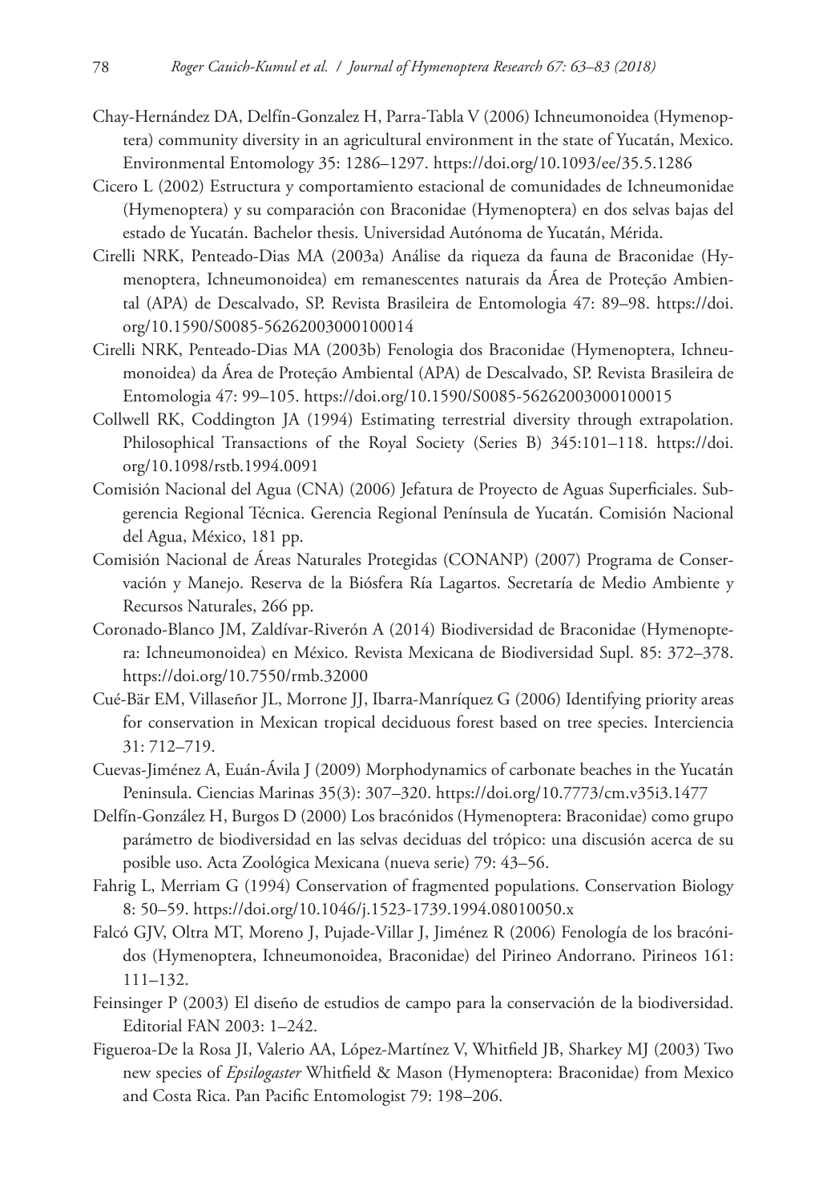Chay-Hernández DA, Delfín-Gonzalez H, Parra-Tabla V (2006) Ichneumonoidea (Hymenoptera) community diversity in an agricultural environment in the state of Yucatán, Mexico. Environmental Entomology 35: 1286–1297. https://doi.org/10.1093/ee/35.5.1286

Cicero L (2002) Estructura y comportamiento estacional de comunidades de Ichneumonidae (Hymenoptera) y su comparación con Braconidae (Hymenoptera) en dos selvas bajas del estado de Yucatán. Bachelor thesis. Universidad Autónoma de Yucatán, Mérida.

Cirelli NRK, Penteado-Dias MA (2003a) Análise da riqueza da fauna de Braconidae (Hymenoptera, Ichneumonoidea) em remanescentes naturais da Área de Proteção Ambiental (APA) de Descalvado, SP. Revista Brasileira de Entomologia 47: 89–98. https://doi.org/10.1590/S0085-56262003000100014

Cirelli NRK, Penteado-Dias MA (2003b) Fenologia dos Braconidae (Hymenoptera, Ichneumonoidea) da Área de Proteção Ambiental (APA) de Descalvado, SP. Revista Brasileira de Entomologia 47: 99–105. https://doi.org/10.1590/S0085-56262003000100015

Collwell RK, Coddington JA (1994) Estimating terrestrial diversity through extrapolation. Philosophical Transactions of the Royal Society (Series B) 345:101–118. https://doi.org/10.1098/rstb.1994.0091

Comisión Nacional del Agua (CNA) (2006) Jefatura de Proyecto de Aguas Superficiales. Subgerencia Regional Técnica. Gerencia Regional Península de Yucatán. Comisión Nacional del Agua, México, 181 pp.

Comisión Nacional de Áreas Naturales Protegidas (CONANP) (2007) Programa de Conservación y Manejo. Reserva de la Biósfera Ría Lagartos. Secretaría de Medio Ambiente y Recursos Naturales, 266 pp.

Coronado-Blanco JM, Zaldívar-Riverón A (2014) Biodiversidad de Braconidae (Hymenoptera: Ichneumonoidea) en México. Revista Mexicana de Biodiversidad Supl. 85: 372–378. https://doi.org/10.7550/rmb.32000

Cué-Bär EM, Villaseñor JL, Morrone JJ, Ibarra-Manríquez G (2006) Identifying priority areas for conservation in Mexican tropical deciduous forest based on tree species. Interciencia 31: 712–719.

Cuevas-Jiménez A, Euán-Ávila J (2009) Morphodynamics of carbonate beaches in the Yucatán Peninsula. Ciencias Marinas 35(3): 307–320. https://doi.org/10.7773/cm.v35i3.1477

Delfín-González H, Burgos D (2000) Los bracónidos (Hymenoptera: Braconidae) como grupo parámetro de biodiversidad en las selvas deciduas del trópico: una discusión acerca de su posible uso. Acta Zoológica Mexicana (nueva serie) 79: 43–56.

Fahrig L, Merriam G (1994) Conservation of fragmented populations. Conservation Biology 8: 50–59. https://doi.org/10.1046/j.1523-1739.1994.08010050.x

Falcó GJV, Oltra MT, Moreno J, Pujade-Villar J, Jiménez R (2006) Fenología de los bracónidos (Hymenoptera, Ichneumonoidea, Braconidae) del Pirineo Andorrano. Pirineos 161: 111–132.

Feinsinger P (2003) El diseño de estudios de campo para la conservación de la biodiversidad. Editorial FAN 2003: 1–242.

Figueroa-De la Rosa JI, Valerio AA, López-Martínez V, Whitfield JB, Sharkey MJ (2003) Two new species of *Epsilogaster* Whitfield & Mason (Hymenoptera: Braconidae) from Mexico and Costa Rica. Pan Pacific Entomologist 79: 198–206.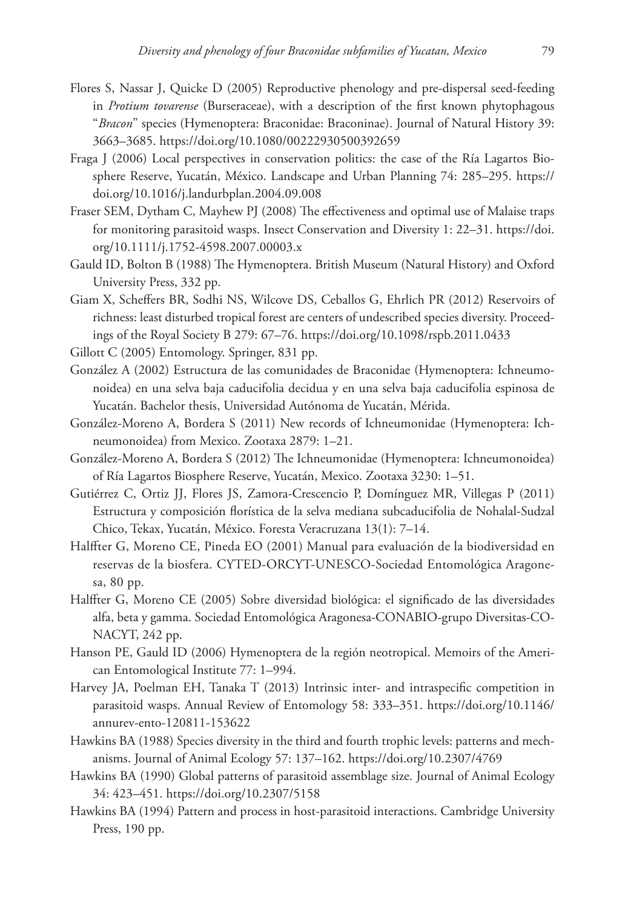Flores S, Nassar J, Quicke D (2005) Reproductive phenology and pre-dispersal seed-feeding in *Protium tovarense* (Burseraceae), with a description of the first known phytophagous "*Bracon*" species (Hymenoptera: Braconidae: Braconinae). Journal of Natural History 39: 3663–3685. https://doi.org/10.1080/00222930500392659

Fraga J (2006) Local perspectives in conservation politics: the case of the Ría Lagartos Biosphere Reserve, Yucatán, México. Landscape and Urban Planning 74: 285–295. https://doi.org/10.1016/j.landurbplan.2004.09.008

Fraser SEM, Dytham C, Mayhew PJ (2008) The effectiveness and optimal use of Malaise traps for monitoring parasitoid wasps. Insect Conservation and Diversity 1: 22–31. https://doi.org/10.1111/j.1752-4598.2007.00003.x

Gauld ID, Bolton B (1988) The Hymenoptera. British Museum (Natural History) and Oxford University Press, 332 pp.

Giam X, Scheffers BR, Sodhi NS, Wilcove DS, Ceballos G, Ehrlich PR (2012) Reservoirs of richness: least disturbed tropical forest are centers of undescribed species diversity. Proceedings of the Royal Society B 279: 67–76. https://doi.org/10.1098/rspb.2011.0433

Gillott C (2005) Entomology. Springer, 831 pp.

González A (2002) Estructura de las comunidades de Braconidae (Hymenoptera: Ichneumonoidea) en una selva baja caducifolia decidua y en una selva baja caducifolia espinosa de Yucatán. Bachelor thesis, Universidad Autónoma de Yucatán, Mérida.

González-Moreno A, Bordera S (2011) New records of Ichneumonidae (Hymenoptera: Ichneumonoidea) from Mexico. Zootaxa 2879: 1–21.

González-Moreno A, Bordera S (2012) The Ichneumonidae (Hymenoptera: Ichneumonoidea) of Ría Lagartos Biosphere Reserve, Yucatán, Mexico. Zootaxa 3230: 1–51.

Gutiérrez C, Ortiz JJ, Flores JS, Zamora-Crescencio P, Domínguez MR, Villegas P (2011) Estructura y composición florística de la selva mediana subcaducifolia de Nohalal-Sudzal Chico, Tekax, Yucatán, México. Foresta Veracruzana 13(1): 7–14.

Halffter G, Moreno CE, Pineda EO (2001) Manual para evaluación de la biodiversidad en reservas de la biosfera. CYTED-ORCYT-UNESCO-Sociedad Entomológica Aragonesa, 80 pp.

Halffter G, Moreno CE (2005) Sobre diversidad biológica: el significado de las diversidades alfa, beta y gamma. Sociedad Entomológica Aragonesa-CONABIO-grupo Diversitas-CONACYT, 242 pp.

Hanson PE, Gauld ID (2006) Hymenoptera de la región neotropical. Memoirs of the American Entomological Institute 77: 1–994.

Harvey JA, Poelman EH, Tanaka T (2013) Intrinsic inter- and intraspecific competition in parasitoid wasps. Annual Review of Entomology 58: 333–351. https://doi.org/10.1146/annurev-ento-120811-153622

Hawkins BA (1988) Species diversity in the third and fourth trophic levels: patterns and mechanisms. Journal of Animal Ecology 57: 137–162. https://doi.org/10.2307/4769

Hawkins BA (1990) Global patterns of parasitoid assemblage size. Journal of Animal Ecology 34: 423–451. https://doi.org/10.2307/5158

Hawkins BA (1994) Pattern and process in host-parasitoid interactions. Cambridge University Press, 190 pp.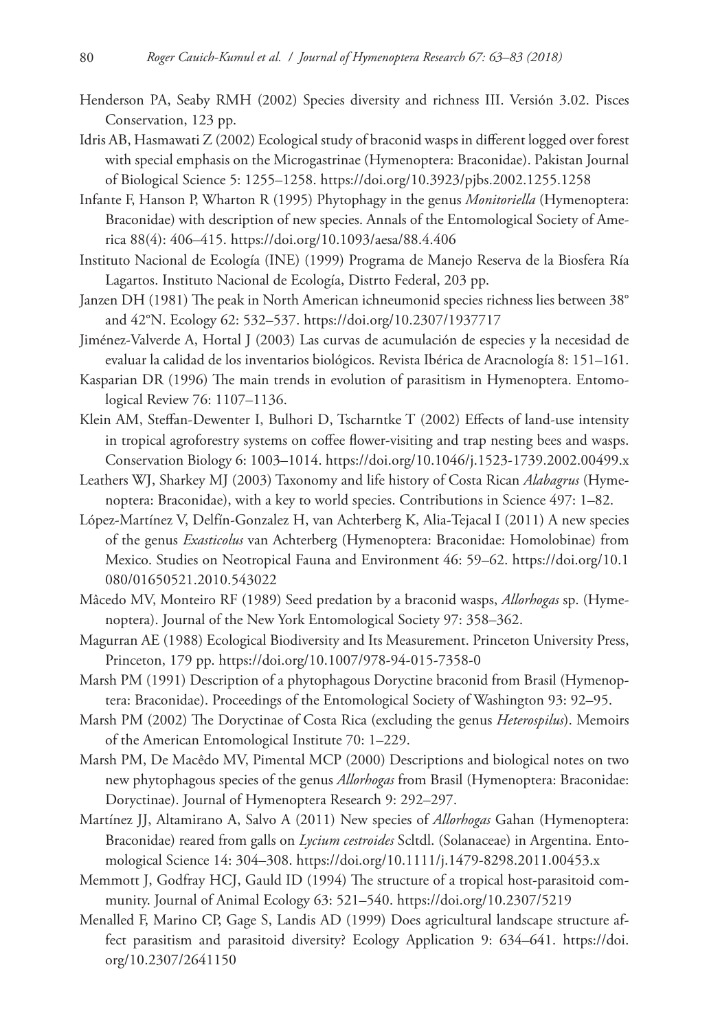Henderson PA, Seaby RMH (2002) Species diversity and richness III. Versión 3.02. Pisces Conservation, 123 pp.

Idris AB, Hasmawati Z (2002) Ecological study of braconid wasps in different logged over forest with special emphasis on the Microgastrinae (Hymenoptera: Braconidae). Pakistan Journal of Biological Science 5: 1255–1258. https://doi.org/10.3923/pjbs.2002.1255.1258

Infante F, Hanson P, Wharton R (1995) Phytophagy in the genus *Monitoriella* (Hymenoptera: Braconidae) with description of new species. Annals of the Entomological Society of America 88(4): 406–415. https://doi.org/10.1093/aesa/88.4.406

Instituto Nacional de Ecología (INE) (1999) Programa de Manejo Reserva de la Biosfera Ría Lagartos. Instituto Nacional de Ecología, Distrto Federal, 203 pp.

Janzen DH (1981) The peak in North American ichneumonid species richness lies between 38° and 42°N. Ecology 62: 532–537. https://doi.org/10.2307/1937717

Jiménez-Valverde A, Hortal J (2003) Las curvas de acumulación de especies y la necesidad de evaluar la calidad de los inventarios biológicos. Revista Ibérica de Aracnología 8: 151–161.

Kasparian DR (1996) The main trends in evolution of parasitism in Hymenoptera. Entomological Review 76: 1107–1136.

Klein AM, Steffan-Dewenter I, Bulhori D, Tscharntke T (2002) Effects of land-use intensity in tropical agroforestry systems on coffee flower-visiting and trap nesting bees and wasps. Conservation Biology 6: 1003–1014. https://doi.org/10.1046/j.1523-1739.2002.00499.x

Leathers WJ, Sharkey MJ (2003) Taxonomy and life history of Costa Rican *Alabagrus* (Hymenoptera: Braconidae), with a key to world species. Contributions in Science 497: 1–82.

López-Martínez V, Delfín-Gonzalez H, van Achterberg K, Alia-Tejacal I (2011) A new species of the genus *Exasticolus* van Achterberg (Hymenoptera: Braconidae: Homolobinae) from Mexico. Studies on Neotropical Fauna and Environment 46: 59–62. https://doi.org/10.1080/01650521.2010.543022

Mâcedo MV, Monteiro RF (1989) Seed predation by a braconid wasps, *Allorhogas* sp. (Hymenoptera). Journal of the New York Entomological Society 97: 358–362.

Magurran AE (1988) Ecological Biodiversity and Its Measurement. Princeton University Press, Princeton, 179 pp. https://doi.org/10.1007/978-94-015-7358-0

Marsh PM (1991) Description of a phytophagous Doryctine braconid from Brasil (Hymenoptera: Braconidae). Proceedings of the Entomological Society of Washington 93: 92–95.

Marsh PM (2002) The Doryctinae of Costa Rica (excluding the genus *Heterospilus*). Memoirs of the American Entomological Institute 70: 1–229.

Marsh PM, De Macêdo MV, Pimental MCP (2000) Descriptions and biological notes on two new phytophagous species of the genus *Allorhogas* from Brasil (Hymenoptera: Braconidae: Doryctinae). Journal of Hymenoptera Research 9: 292–297.

Martínez JJ, Altamirano A, Salvo A (2011) New species of *Allorhogas* Gahan (Hymenoptera: Braconidae) reared from galls on *Lycium cestroides* Scltdl. (Solanaceae) in Argentina. Entomological Science 14: 304–308. https://doi.org/10.1111/j.1479-8298.2011.00453.x

Memmott J, Godfray HCJ, Gauld ID (1994) The structure of a tropical host-parasitoid community. Journal of Animal Ecology 63: 521–540. https://doi.org/10.2307/5219

Menalled F, Marino CP, Gage S, Landis AD (1999) Does agricultural landscape structure affect parasitism and parasitoid diversity? Ecology Application 9: 634–641. https://doi.org/10.2307/2641150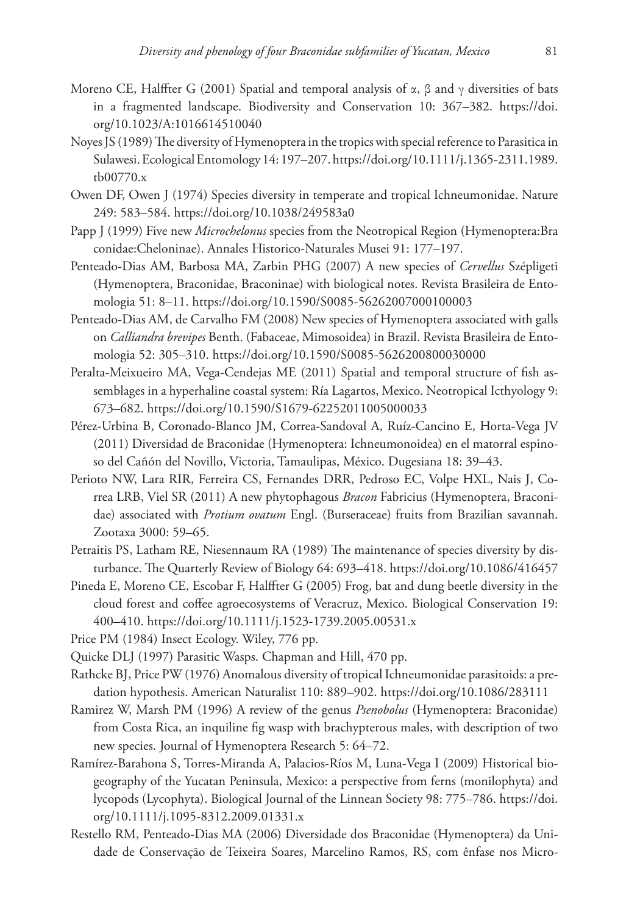Moreno CE, Halffter G (2001) Spatial and temporal analysis of α, β and γ diversities of bats in a fragmented landscape. Biodiversity and Conservation 10: 367–382. https://doi.org/10.1023/A:1016614510040

Noyes JS (1989) The diversity of Hymenoptera in the tropics with special reference to Parasitica in Sulawesi. Ecological Entomology 14: 197–207. https://doi.org/10.1111/j.1365-2311.1989.tb00770.x

Owen DF, Owen J (1974) Species diversity in temperate and tropical Ichneumonidae. Nature 249: 583–584. https://doi.org/10.1038/249583a0

Papp J (1999) Five new *Microchelonus* species from the Neotropical Region (Hymenoptera:Braconidae:Cheloninae). Annales Historico-Naturales Musei 91: 177–197.

Penteado-Dias AM, Barbosa MA, Zarbin PHG (2007) A new species of *Cervellus* Szépligeti (Hymenoptera, Braconidae, Braconinae) with biological notes. Revista Brasileira de Entomologia 51: 8–11. https://doi.org/10.1590/S0085-56262007000100003

Penteado-Dias AM, de Carvalho FM (2008) New species of Hymenoptera associated with galls on *Calliandra brevipes* Benth. (Fabaceae, Mimosoidea) in Brazil. Revista Brasileira de Entomologia 52: 305–310. https://doi.org/10.1590/S0085-5626200800030000

Peralta-Meixueiro MA, Vega-Cendejas ME (2011) Spatial and temporal structure of fish assemblages in a hyperhaline coastal system: Ría Lagartos, Mexico. Neotropical Icthyology 9: 673–682. https://doi.org/10.1590/S1679-62252011005000033

Pérez-Urbina B, Coronado-Blanco JM, Correa-Sandoval A, Ruíz-Cancino E, Horta-Vega JV (2011) Diversidad de Braconidae (Hymenoptera: Ichneumonoidea) en el matorral espinoso del Cañón del Novillo, Victoria, Tamaulipas, México. Dugesiana 18: 39–43.

Perioto NW, Lara RIR, Ferreira CS, Fernandes DRR, Pedroso EC, Volpe HXL, Nais J, Correa LRB, Viel SR (2011) A new phytophagous *Bracon* Fabricius (Hymenoptera, Braconidae) associated with *Protium ovatum* Engl. (Burseraceae) fruits from Brazilian savannah. Zootaxa 3000: 59–65.

Petraitis PS, Latham RE, Niesennaum RA (1989) The maintenance of species diversity by disturbance. The Quarterly Review of Biology 64: 693–418. https://doi.org/10.1086/416457

Pineda E, Moreno CE, Escobar F, Halffter G (2005) Frog, bat and dung beetle diversity in the cloud forest and coffee agroecosystems of Veracruz, Mexico. Biological Conservation 19: 400–410. https://doi.org/10.1111/j.1523-1739.2005.00531.x

Price PM (1984) Insect Ecology. Wiley, 776 pp.

Quicke DLJ (1997) Parasitic Wasps. Chapman and Hill, 470 pp.

Rathcke BJ, Price PW (1976) Anomalous diversity of tropical Ichneumonidae parasitoids: a predation hypothesis. American Naturalist 110: 889–902. https://doi.org/10.1086/283111

Ramirez W, Marsh PM (1996) A review of the genus *Psenobolus* (Hymenoptera: Braconidae) from Costa Rica, an inquiline fig wasp with brachypterous males, with description of two new species. Journal of Hymenoptera Research 5: 64–72.

Ramírez-Barahona S, Torres-Miranda A, Palacios-Ríos M, Luna-Vega I (2009) Historical biogeography of the Yucatan Peninsula, Mexico: a perspective from ferns (monilophyta) and lycopods (Lycophyta). Biological Journal of the Linnean Society 98: 775–786. https://doi.org/10.1111/j.1095-8312.2009.01331.x

Restello RM, Penteado-Dias MA (2006) Diversidade dos Braconidae (Hymenoptera) da Unidade de Conservação de Teixeira Soares, Marcelino Ramos, RS, com ênfase nos Micro-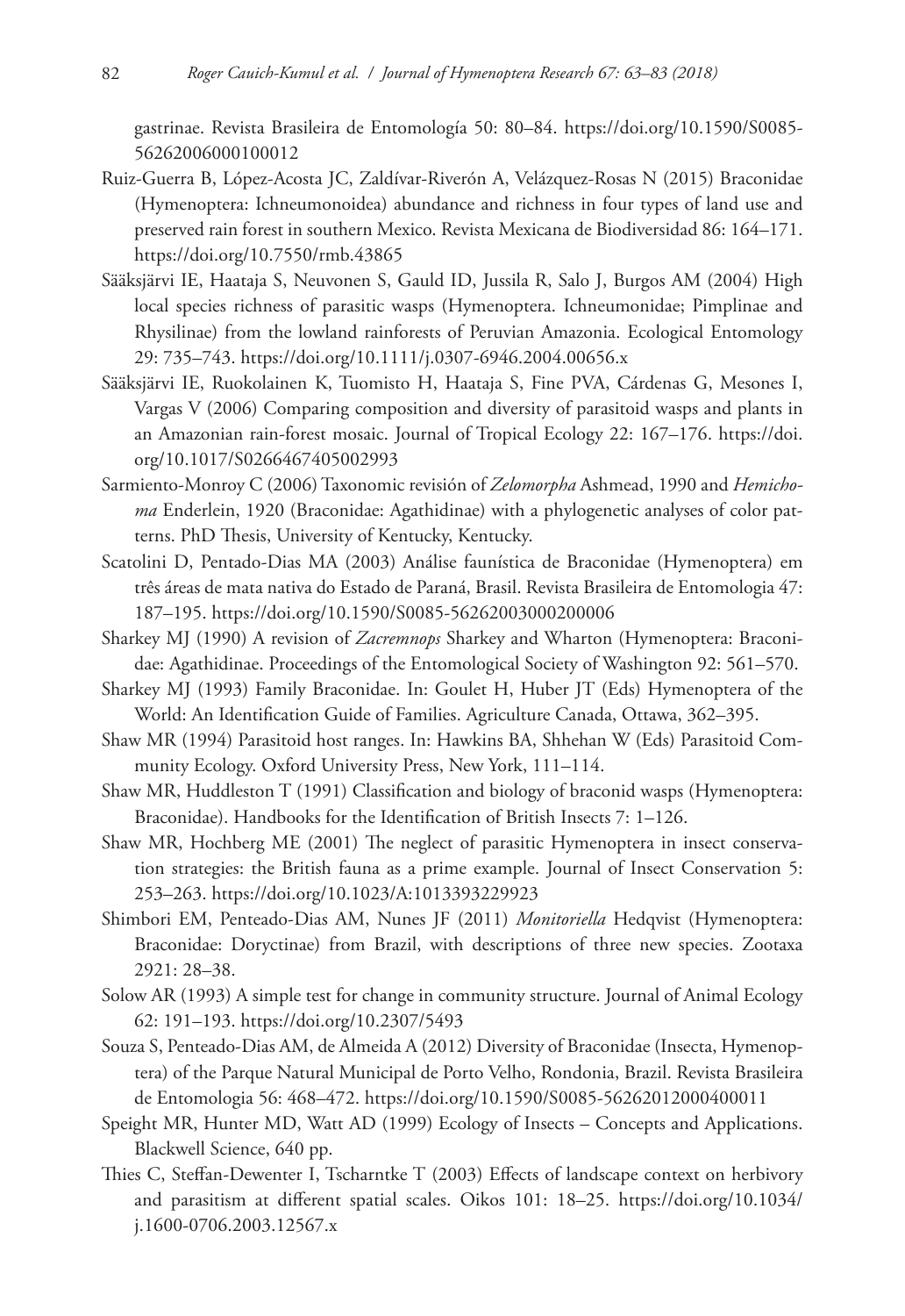gastrinae. Revista Brasileira de Entomología 50: 80–84. https://doi.org/10.1590/S0085-56262006000100012

Ruiz-Guerra B, López-Acosta JC, Zaldívar-Riverón A, Velázquez-Rosas N (2015) Braconidae (Hymenoptera: Ichneumonoidea) abundance and richness in four types of land use and preserved rain forest in southern Mexico. Revista Mexicana de Biodiversidad 86: 164–171. https://doi.org/10.7550/rmb.43865

Sääksjärvi IE, Haataja S, Neuvonen S, Gauld ID, Jussila R, Salo J, Burgos AM (2004) High local species richness of parasitic wasps (Hymenoptera. Ichneumonidae; Pimplinae and Rhysilinae) from the lowland rainforests of Peruvian Amazonia. Ecological Entomology 29: 735–743. https://doi.org/10.1111/j.0307-6946.2004.00656.x

Sääksjärvi IE, Ruokolainen K, Tuomisto H, Haataja S, Fine PVA, Cárdenas G, Mesones I, Vargas V (2006) Comparing composition and diversity of parasitoid wasps and plants in an Amazonian rain-forest mosaic. Journal of Tropical Ecology 22: 167–176. https://doi.org/10.1017/S0266467405002993

Sarmiento-Monroy C (2006) Taxonomic revisión of *Zelomorpha* Ashmead, 1990 and *Hemichoma* Enderlein, 1920 (Braconidae: Agathidinae) with a phylogenetic analyses of color patterns. PhD Thesis, University of Kentucky, Kentucky.

Scatolini D, Pentado-Dias MA (2003) Análise faunística de Braconidae (Hymenoptera) em três áreas de mata nativa do Estado de Paraná, Brasil. Revista Brasileira de Entomologia 47: 187–195. https://doi.org/10.1590/S0085-56262003000200006

Sharkey MJ (1990) A revision of *Zacremnops* Sharkey and Wharton (Hymenoptera: Braconidae: Agathidinae. Proceedings of the Entomological Society of Washington 92: 561–570.

Sharkey MJ (1993) Family Braconidae. In: Goulet H, Huber JT (Eds) Hymenoptera of the World: An Identification Guide of Families. Agriculture Canada, Ottawa, 362–395.

Shaw MR (1994) Parasitoid host ranges. In: Hawkins BA, Shhehan W (Eds) Parasitoid Community Ecology. Oxford University Press, New York, 111–114.

Shaw MR, Huddleston T (1991) Classification and biology of braconid wasps (Hymenoptera: Braconidae). Handbooks for the Identification of British Insects 7: 1–126.

Shaw MR, Hochberg ME (2001) The neglect of parasitic Hymenoptera in insect conservation strategies: the British fauna as a prime example. Journal of Insect Conservation 5: 253–263. https://doi.org/10.1023/A:1013393229923

Shimbori EM, Penteado-Dias AM, Nunes JF (2011) *Monitoriella* Hedqvist (Hymenoptera: Braconidae: Doryctinae) from Brazil, with descriptions of three new species. Zootaxa 2921: 28–38.

Solow AR (1993) A simple test for change in community structure. Journal of Animal Ecology 62: 191–193. https://doi.org/10.2307/5493

Souza S, Penteado-Dias AM, de Almeida A (2012) Diversity of Braconidae (Insecta, Hymenoptera) of the Parque Natural Municipal de Porto Velho, Rondonia, Brazil. Revista Brasileira de Entomologia 56: 468–472. https://doi.org/10.1590/S0085-56262012000400011

Speight MR, Hunter MD, Watt AD (1999) Ecology of Insects – Concepts and Applications. Blackwell Science, 640 pp.

Thies C, Steffan-Dewenter I, Tscharntke T (2003) Effects of landscape context on herbivory and parasitism at different spatial scales. Oikos 101: 18–25. https://doi.org/10.1034/j.1600-0706.2003.12567.x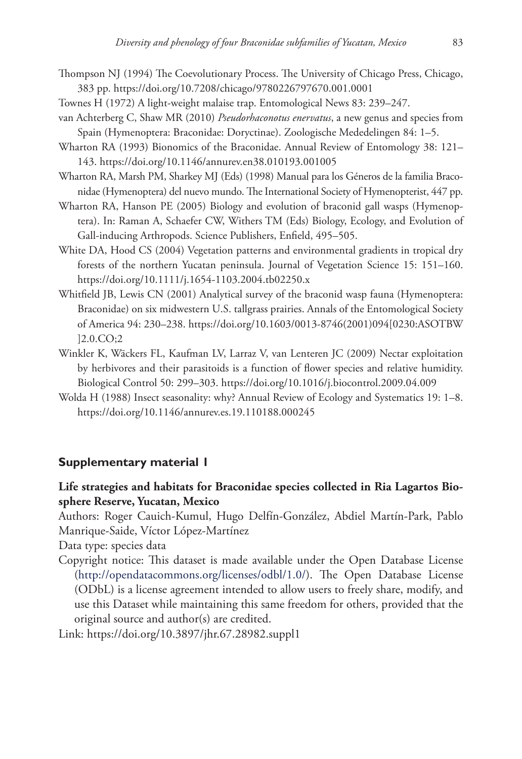Thompson NJ (1994) The Coevolutionary Process. The University of Chicago Press, Chicago, 383 pp. https://doi.org/10.7208/chicago/9780226797670.001.0001

Townes H (1972) A light-weight malaise trap. Entomological News 83: 239–247.

van Achterberg C, Shaw MR (2010) *Pseudorhaconotus enervatus*, a new genus and species from Spain (Hymenoptera: Braconidae: Doryctinae). Zoologische Mededelingen 84: 1–5.

Wharton RA (1993) Bionomics of the Braconidae. Annual Review of Entomology 38: 121–143. https://doi.org/10.1146/annurev.en38.010193.001005

Wharton RA, Marsh PM, Sharkey MJ (Eds) (1998) Manual para los Géneros de la familia Braconidae (Hymenoptera) del nuevo mundo. The International Society of Hymenopterist, 447 pp.

Wharton RA, Hanson PE (2005) Biology and evolution of braconid gall wasps (Hymenoptera). In: Raman A, Schaefer CW, Withers TM (Eds) Biology, Ecology, and Evolution of Gall-inducing Arthropods. Science Publishers, Enfield, 495–505.

White DA, Hood CS (2004) Vegetation patterns and environmental gradients in tropical dry forests of the northern Yucatan peninsula. Journal of Vegetation Science 15: 151–160. https://doi.org/10.1111/j.1654-1103.2004.tb02250.x

Whitfield JB, Lewis CN (2001) Analytical survey of the braconid wasp fauna (Hymenoptera: Braconidae) on six midwestern U.S. tallgrass prairies. Annals of the Entomological Society of America 94: 230–238. https://doi.org/10.1603/0013-8746(2001)094[0230:ASOTBW]2.0.CO;2

Winkler K, Wäckers FL, Kaufman LV, Larraz V, van Lenteren JC (2009) Nectar exploitation by herbivores and their parasitoids is a function of flower species and relative humidity. Biological Control 50: 299–303. https://doi.org/10.1016/j.biocontrol.2009.04.009

Wolda H (1988) Insect seasonality: why? Annual Review of Ecology and Systematics 19: 1–8. https://doi.org/10.1146/annurev.es.19.110188.000245

## Supplementary material 1

### Life strategies and habitats for Braconidae species collected in Ria Lagartos Biosphere Reserve, Yucatan, Mexico

Authors: Roger Cauich-Kumul, Hugo Delfín-González, Abdiel Martín-Park, Pablo Manrique-Saide, Víctor López-Martínez

Data type: species data

Copyright notice: This dataset is made available under the Open Database License (http://opendatacommons.org/licenses/odbl/1.0/). The Open Database License (ODbL) is a license agreement intended to allow users to freely share, modify, and use this Dataset while maintaining this same freedom for others, provided that the original source and author(s) are credited.

Link: https://doi.org/10.3897/jhr.67.28982.suppl1